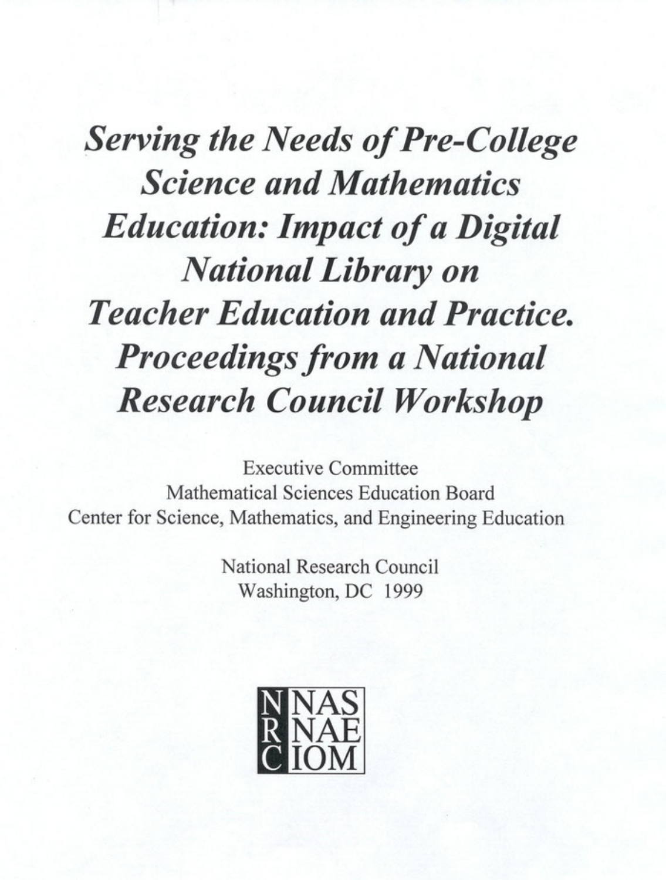# *Serving the Needs of Pre-College Science and Mathematics Education: Impact of a Digital National Library on Teacher Education and Practice. Proceedings from a National Research Council Workshop*

Executive Committee
Mathematical Sciences Education Board
Center for Science, Mathematics, and Engineering Education

National Research Council
Washington, DC 1999

NRC NAS NAE IOM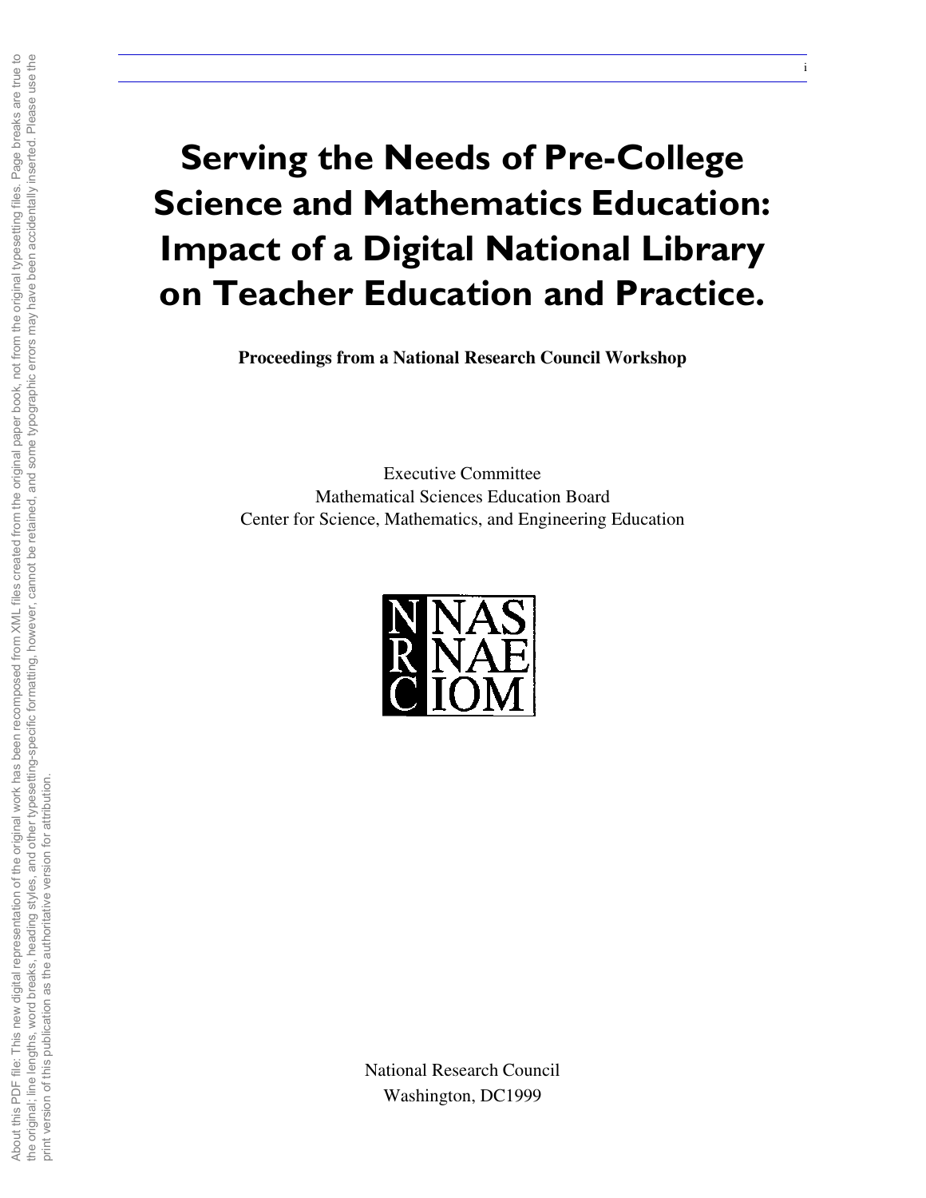# Serving the Needs of Pre-College Science and Mathematics Education: Impact of a Digital National Library on Teacher Education and Practice.

**Proceedings from a National Research Council Workshop**

Executive Committee
Mathematical Sciences Education Board
Center for Science, Mathematics, and Engineering Education

NRC NAS NAE IOM

National Research Council
Washington, DC1999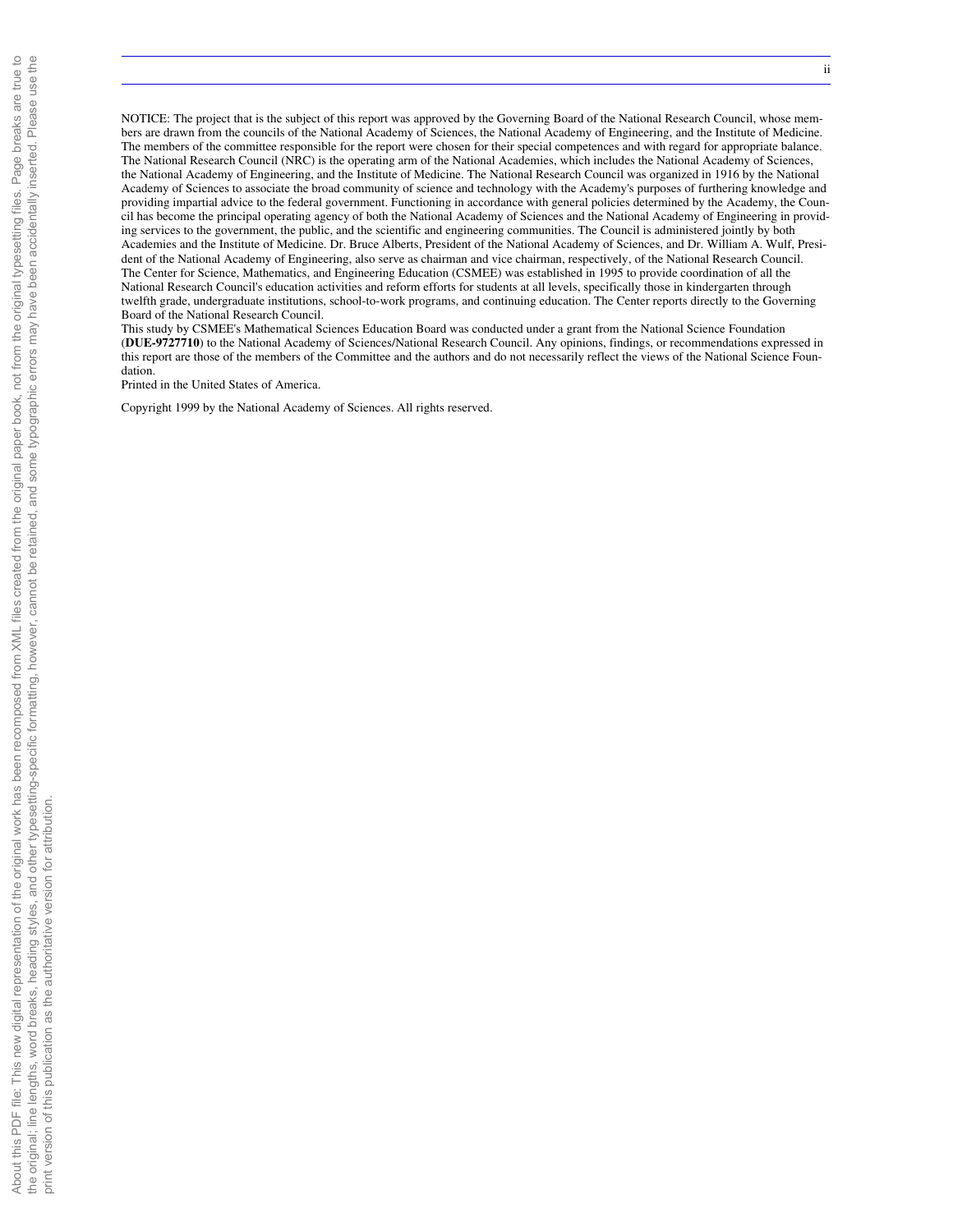NOTICE: The project that is the subject of this report was approved by the Governing Board of the National Research Council, whose members are drawn from the councils of the National Academy of Sciences, the National Academy of Engineering, and the Institute of Medicine. The members of the committee responsible for the report were chosen for their special competences and with regard for appropriate balance.

The National Research Council (NRC) is the operating arm of the National Academies, which includes the National Academy of Sciences, the National Academy of Engineering, and the Institute of Medicine. The National Research Council was organized in 1916 by the National Academy of Sciences to associate the broad community of science and technology with the Academy's purposes of furthering knowledge and providing impartial advice to the federal government. Functioning in accordance with general policies determined by the Academy, the Council has become the principal operating agency of both the National Academy of Sciences and the National Academy of Engineering in providing services to the government, the public, and the scientific and engineering communities. The Council is administered jointly by both Academies and the Institute of Medicine. Dr. Bruce Alberts, President of the National Academy of Sciences, and Dr. William A. Wulf, President of the National Academy of Engineering, also serve as chairman and vice chairman, respectively, of the National Research Council.

The Center for Science, Mathematics, and Engineering Education (CSMEE) was established in 1995 to provide coordination of all the National Research Council's education activities and reform efforts for students at all levels, specifically those in kindergarten through twelfth grade, undergraduate institutions, school-to-work programs, and continuing education. The Center reports directly to the Governing Board of the National Research Council.

This study by CSMEE's Mathematical Sciences Education Board was conducted under a grant from the National Science Foundation (**DUE-9727710**) to the National Academy of Sciences/National Research Council. Any opinions, findings, or recommendations expressed in this report are those of the members of the Committee and the authors and do not necessarily reflect the views of the National Science Foundation.

Printed in the United States of America.

Copyright 1999 by the National Academy of Sciences. All rights reserved.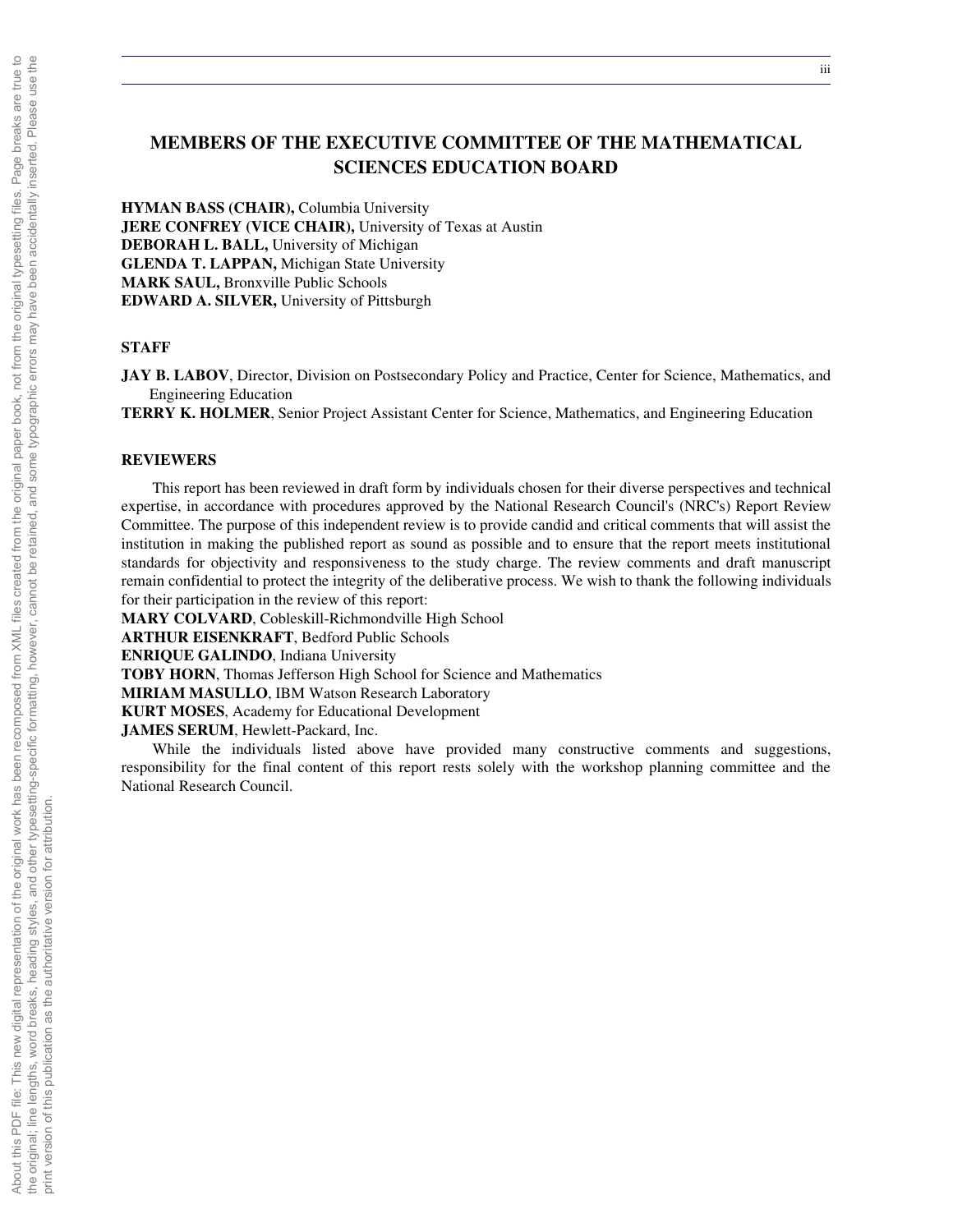## MEMBERS OF THE EXECUTIVE COMMITTEE OF THE MATHEMATICAL SCIENCES EDUCATION BOARD

**HYMAN BASS (CHAIR),** Columbia University
**JERE CONFREY (VICE CHAIR),** University of Texas at Austin
**DEBORAH L. BALL,** University of Michigan
**GLENDA T. LAPPAN,** Michigan State University
**MARK SAUL,** Bronxville Public Schools
**EDWARD A. SILVER,** University of Pittsburgh

### STAFF

**JAY B. LABOV**, Director, Division on Postsecondary Policy and Practice, Center for Science, Mathematics, and Engineering Education
**TERRY K. HOLMER**, Senior Project Assistant Center for Science, Mathematics, and Engineering Education

### REVIEWERS

This report has been reviewed in draft form by individuals chosen for their diverse perspectives and technical expertise, in accordance with procedures approved by the National Research Council's (NRC's) Report Review Committee. The purpose of this independent review is to provide candid and critical comments that will assist the institution in making the published report as sound as possible and to ensure that the report meets institutional standards for objectivity and responsiveness to the study charge. The review comments and draft manuscript remain confidential to protect the integrity of the deliberative process. We wish to thank the following individuals for their participation in the review of this report:

**MARY COLVARD**, Cobleskill-Richmondville High School
**ARTHUR EISENKRAFT**, Bedford Public Schools
**ENRIQUE GALINDO**, Indiana University
**TOBY HORN**, Thomas Jefferson High School for Science and Mathematics
**MIRIAM MASULLO**, IBM Watson Research Laboratory
**KURT MOSES**, Academy for Educational Development
**JAMES SERUM**, Hewlett-Packard, Inc.

While the individuals listed above have provided many constructive comments and suggestions, responsibility for the final content of this report rests solely with the workshop planning committee and the National Research Council.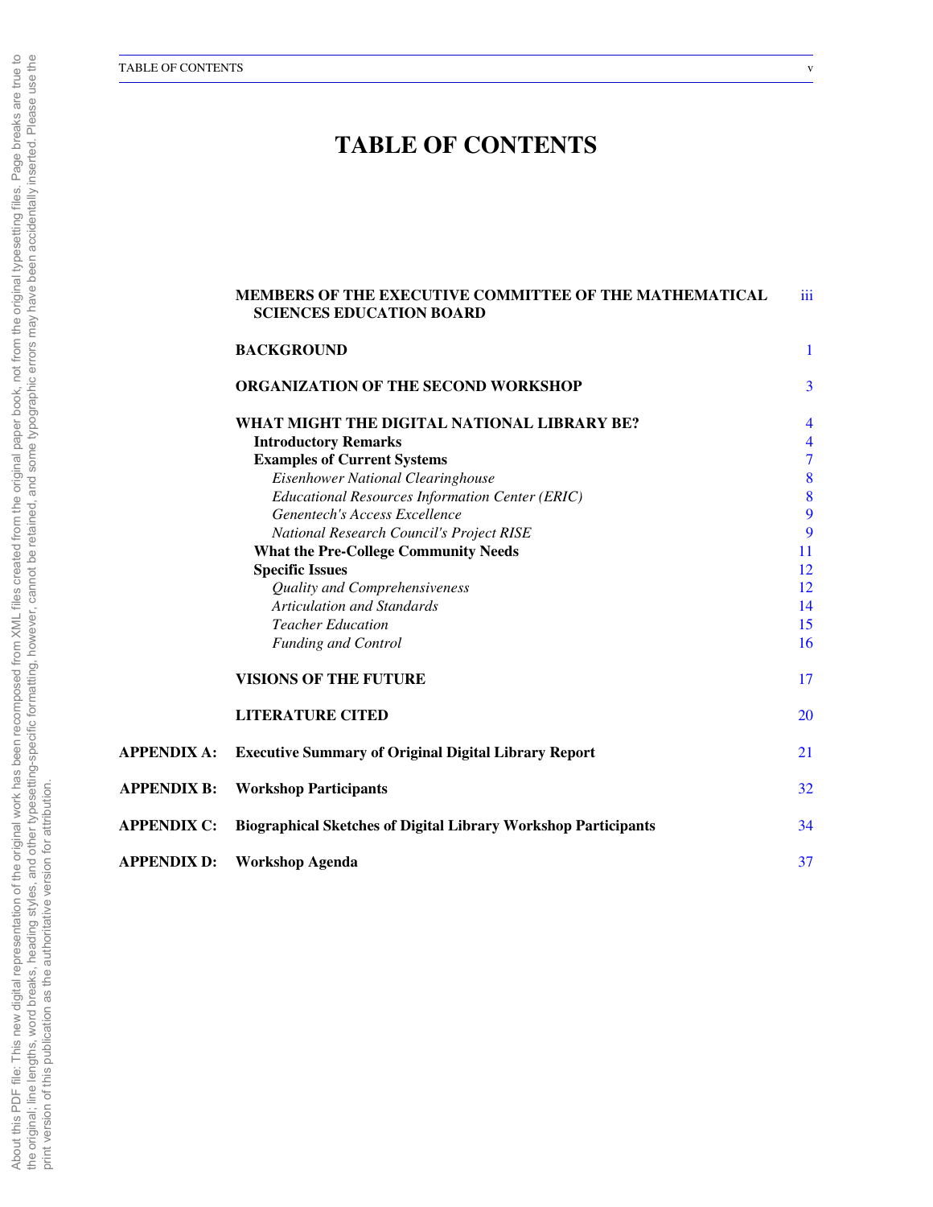# TABLE OF CONTENTS

| | | |
|---|---|---|
| | **MEMBERS OF THE EXECUTIVE COMMITTEE OF THE MATHEMATICAL SCIENCES EDUCATION BOARD** | iii |
| | **BACKGROUND** | 1 |
| | **ORGANIZATION OF THE SECOND WORKSHOP** | 3 |
| | **WHAT MIGHT THE DIGITAL NATIONAL LIBRARY BE?** | 4 |
| | **Introductory Remarks** | 4 |
| | **Examples of Current Systems** | 7 |
| | *Eisenhower National Clearinghouse* | 8 |
| | *Educational Resources Information Center (ERIC)* | 8 |
| | *Genentech's Access Excellence* | 9 |
| | *National Research Council's Project RISE* | 9 |
| | **What the Pre-College Community Needs** | 11 |
| | **Specific Issues** | 12 |
| | *Quality and Comprehensiveness* | 12 |
| | *Articulation and Standards* | 14 |
| | *Teacher Education* | 15 |
| | *Funding and Control* | 16 |
| | **VISIONS OF THE FUTURE** | 17 |
| | **LITERATURE CITED** | 20 |
| **APPENDIX A:** | **Executive Summary of Original Digital Library Report** | 21 |
| **APPENDIX B:** | **Workshop Participants** | 32 |
| **APPENDIX C:** | **Biographical Sketches of Digital Library Workshop Participants** | 34 |
| **APPENDIX D:** | **Workshop Agenda** | 37 |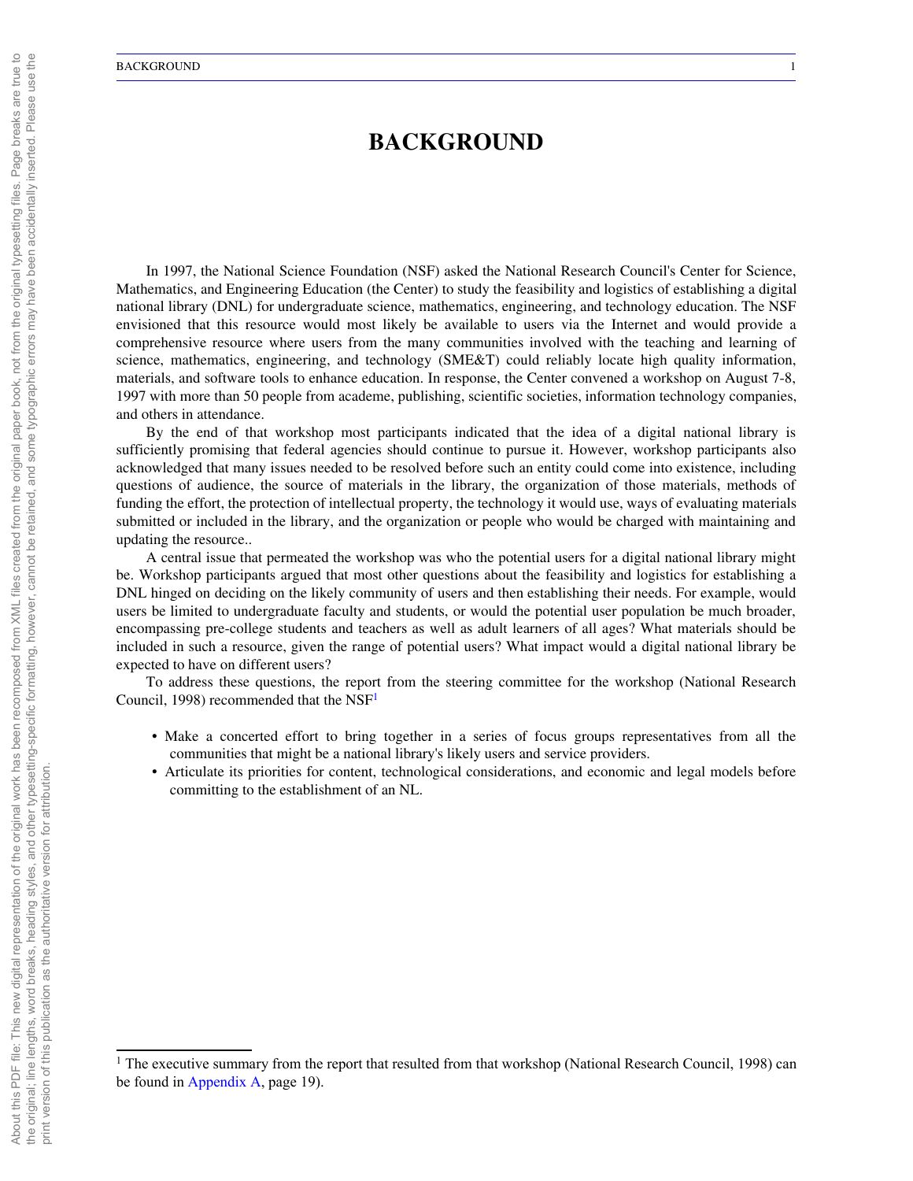# BACKGROUND

In 1997, the National Science Foundation (NSF) asked the National Research Council's Center for Science, Mathematics, and Engineering Education (the Center) to study the feasibility and logistics of establishing a digital national library (DNL) for undergraduate science, mathematics, engineering, and technology education. The NSF envisioned that this resource would most likely be available to users via the Internet and would provide a comprehensive resource where users from the many communities involved with the teaching and learning of science, mathematics, engineering, and technology (SME&T) could reliably locate high quality information, materials, and software tools to enhance education. In response, the Center convened a workshop on August 7-8, 1997 with more than 50 people from academe, publishing, scientific societies, information technology companies, and others in attendance.

By the end of that workshop most participants indicated that the idea of a digital national library is sufficiently promising that federal agencies should continue to pursue it. However, workshop participants also acknowledged that many issues needed to be resolved before such an entity could come into existence, including questions of audience, the source of materials in the library, the organization of those materials, methods of funding the effort, the protection of intellectual property, the technology it would use, ways of evaluating materials submitted or included in the library, and the organization or people who would be charged with maintaining and updating the resource..

A central issue that permeated the workshop was who the potential users for a digital national library might be. Workshop participants argued that most other questions about the feasibility and logistics for establishing a DNL hinged on deciding on the likely community of users and then establishing their needs. For example, would users be limited to undergraduate faculty and students, or would the potential user population be much broader, encompassing pre-college students and teachers as well as adult learners of all ages? What materials should be included in such a resource, given the range of potential users? What impact would a digital national library be expected to have on different users?

To address these questions, the report from the steering committee for the workshop (National Research Council, 1998) recommended that the NSF[1]

- Make a concerted effort to bring together in a series of focus groups representatives from all the communities that might be a national library's likely users and service providers.
- Articulate its priorities for content, technological considerations, and economic and legal models before committing to the establishment of an NL.

[1] The executive summary from the report that resulted from that workshop (National Research Council, 1998) can be found in Appendix A, page 19).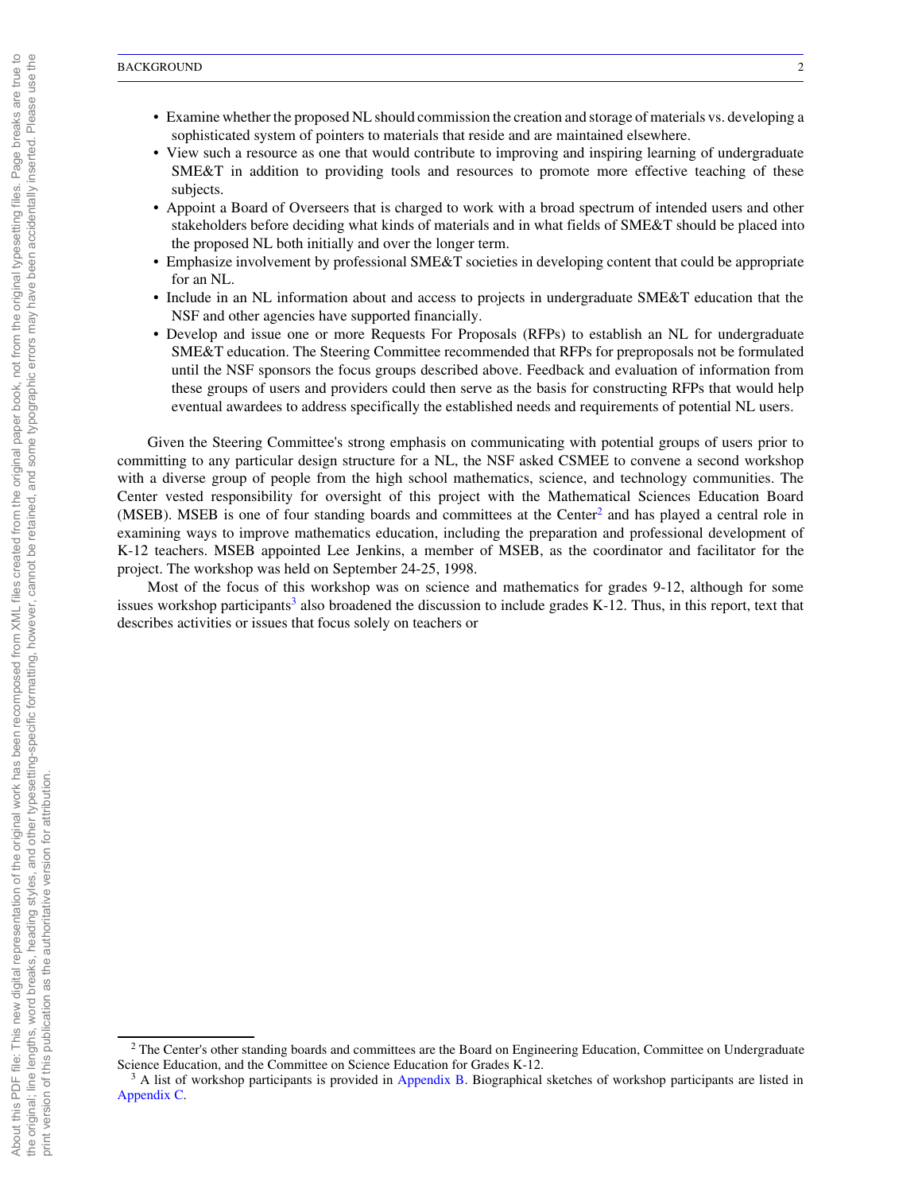- Examine whether the proposed NL should commission the creation and storage of materials vs. developing a sophisticated system of pointers to materials that reside and are maintained elsewhere.
- View such a resource as one that would contribute to improving and inspiring learning of undergraduate SME&T in addition to providing tools and resources to promote more effective teaching of these subjects.
- Appoint a Board of Overseers that is charged to work with a broad spectrum of intended users and other stakeholders before deciding what kinds of materials and in what fields of SME&T should be placed into the proposed NL both initially and over the longer term.
- Emphasize involvement by professional SME&T societies in developing content that could be appropriate for an NL.
- Include in an NL information about and access to projects in undergraduate SME&T education that the NSF and other agencies have supported financially.
- Develop and issue one or more Requests For Proposals (RFPs) to establish an NL for undergraduate SME&T education. The Steering Committee recommended that RFPs for preproposals not be formulated until the NSF sponsors the focus groups described above. Feedback and evaluation of information from these groups of users and providers could then serve as the basis for constructing RFPs that would help eventual awardees to address specifically the established needs and requirements of potential NL users.

Given the Steering Committee's strong emphasis on communicating with potential groups of users prior to committing to any particular design structure for a NL, the NSF asked CSMEE to convene a second workshop with a diverse group of people from the high school mathematics, science, and technology communities. The Center vested responsibility for oversight of this project with the Mathematical Sciences Education Board (MSEB). MSEB is one of four standing boards and committees at the Center[2] and has played a central role in examining ways to improve mathematics education, including the preparation and professional development of K-12 teachers. MSEB appointed Lee Jenkins, a member of MSEB, as the coordinator and facilitator for the project. The workshop was held on September 24-25, 1998.

Most of the focus of this workshop was on science and mathematics for grades 9-12, although for some issues workshop participants[3] also broadened the discussion to include grades K-12. Thus, in this report, text that describes activities or issues that focus solely on teachers or

[2] The Center's other standing boards and committees are the Board on Engineering Education, Committee on Undergraduate Science Education, and the Committee on Science Education for Grades K-12.

[3] A list of workshop participants is provided in Appendix B. Biographical sketches of workshop participants are listed in Appendix C.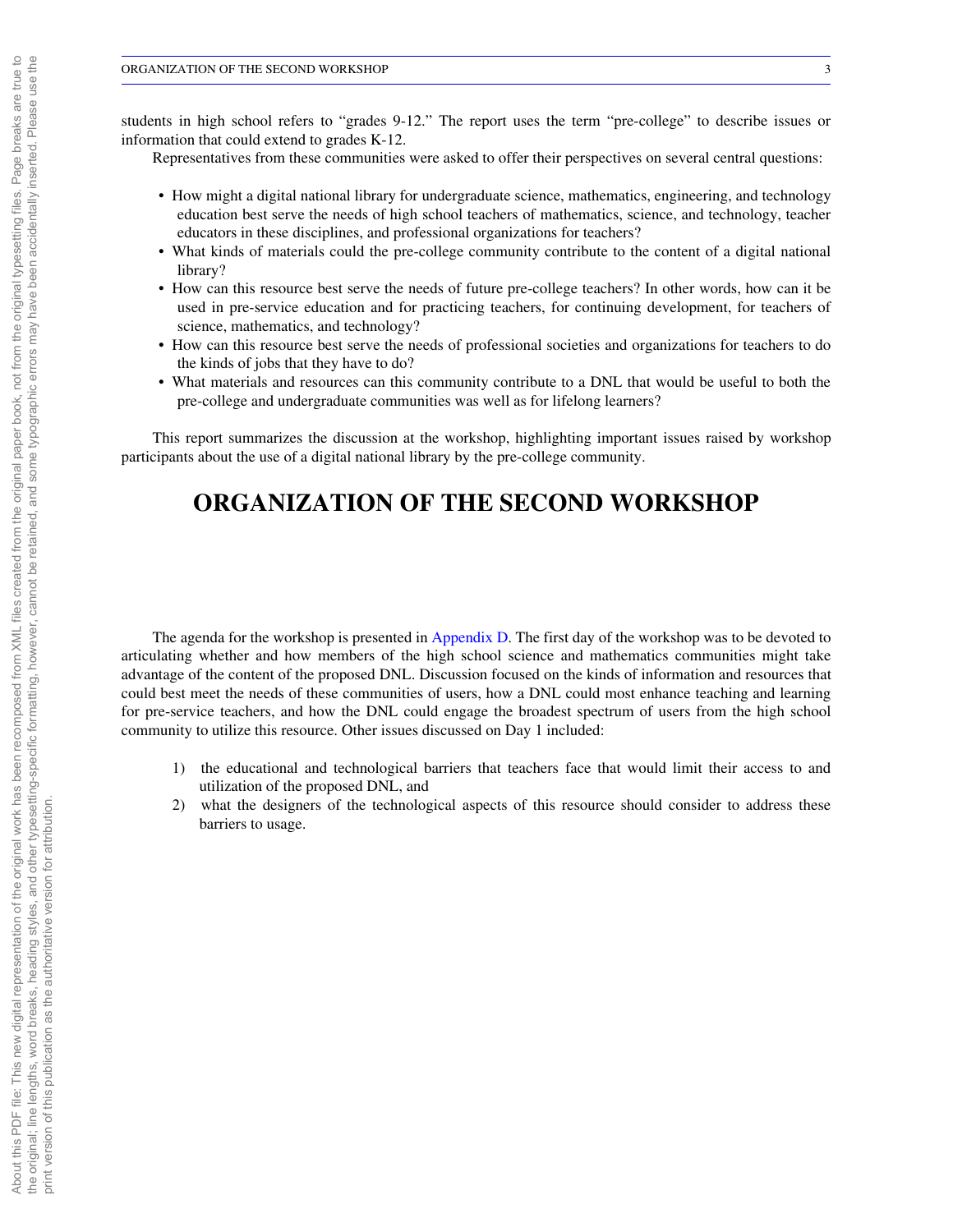students in high school refers to “grades 9-12.” The report uses the term “pre-college” to describe issues or information that could extend to grades K-12.

Representatives from these communities were asked to offer their perspectives on several central questions:

- How might a digital national library for undergraduate science, mathematics, engineering, and technology education best serve the needs of high school teachers of mathematics, science, and technology, teacher educators in these disciplines, and professional organizations for teachers?
- What kinds of materials could the pre-college community contribute to the content of a digital national library?
- How can this resource best serve the needs of future pre-college teachers? In other words, how can it be used in pre-service education and for practicing teachers, for continuing development, for teachers of science, mathematics, and technology?
- How can this resource best serve the needs of professional societies and organizations for teachers to do the kinds of jobs that they have to do?
- What materials and resources can this community contribute to a DNL that would be useful to both the pre-college and undergraduate communities was well as for lifelong learners?

This report summarizes the discussion at the workshop, highlighting important issues raised by workshop participants about the use of a digital national library by the pre-college community.

# ORGANIZATION OF THE SECOND WORKSHOP

The agenda for the workshop is presented in Appendix D. The first day of the workshop was to be devoted to articulating whether and how members of the high school science and mathematics communities might take advantage of the content of the proposed DNL. Discussion focused on the kinds of information and resources that could best meet the needs of these communities of users, how a DNL could most enhance teaching and learning for pre-service teachers, and how the DNL could engage the broadest spectrum of users from the high school community to utilize this resource. Other issues discussed on Day 1 included:

1) the educational and technological barriers that teachers face that would limit their access to and utilization of the proposed DNL, and
2) what the designers of the technological aspects of this resource should consider to address these barriers to usage.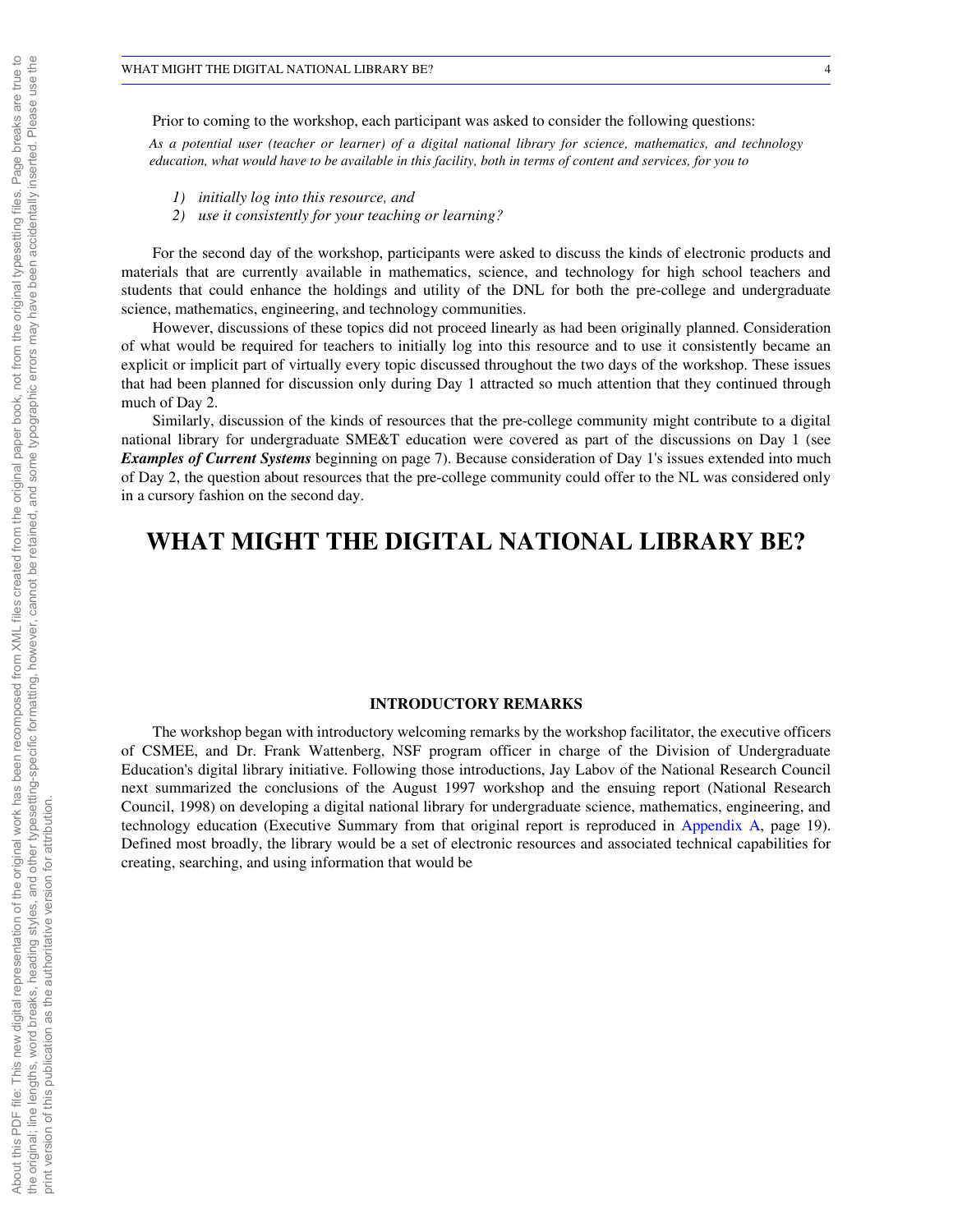Prior to coming to the workshop, each participant was asked to consider the following questions:

*As a potential user (teacher or learner) of a digital national library for science, mathematics, and technology education, what would have to be available in this facility, both in terms of content and services, for you to*

1) *initially log into this resource, and*
2) *use it consistently for your teaching or learning?*

For the second day of the workshop, participants were asked to discuss the kinds of electronic products and materials that are currently available in mathematics, science, and technology for high school teachers and students that could enhance the holdings and utility of the DNL for both the pre-college and undergraduate science, mathematics, engineering, and technology communities.

However, discussions of these topics did not proceed linearly as had been originally planned. Consideration of what would be required for teachers to initially log into this resource and to use it consistently became an explicit or implicit part of virtually every topic discussed throughout the two days of the workshop. These issues that had been planned for discussion only during Day 1 attracted so much attention that they continued through much of Day 2.

Similarly, discussion of the kinds of resources that the pre-college community might contribute to a digital national library for undergraduate SME&T education were covered as part of the discussions on Day 1 (see ***Examples of Current Systems*** beginning on page 7). Because consideration of Day 1's issues extended into much of Day 2, the question about resources that the pre-college community could offer to the NL was considered only in a cursory fashion on the second day.

# WHAT MIGHT THE DIGITAL NATIONAL LIBRARY BE?

## INTRODUCTORY REMARKS

The workshop began with introductory welcoming remarks by the workshop facilitator, the executive officers of CSMEE, and Dr. Frank Wattenberg, NSF program officer in charge of the Division of Undergraduate Education's digital library initiative. Following those introductions, Jay Labov of the National Research Council next summarized the conclusions of the August 1997 workshop and the ensuing report (National Research Council, 1998) on developing a digital national library for undergraduate science, mathematics, engineering, and technology education (Executive Summary from that original report is reproduced in Appendix A, page 19). Defined most broadly, the library would be a set of electronic resources and associated technical capabilities for creating, searching, and using information that would be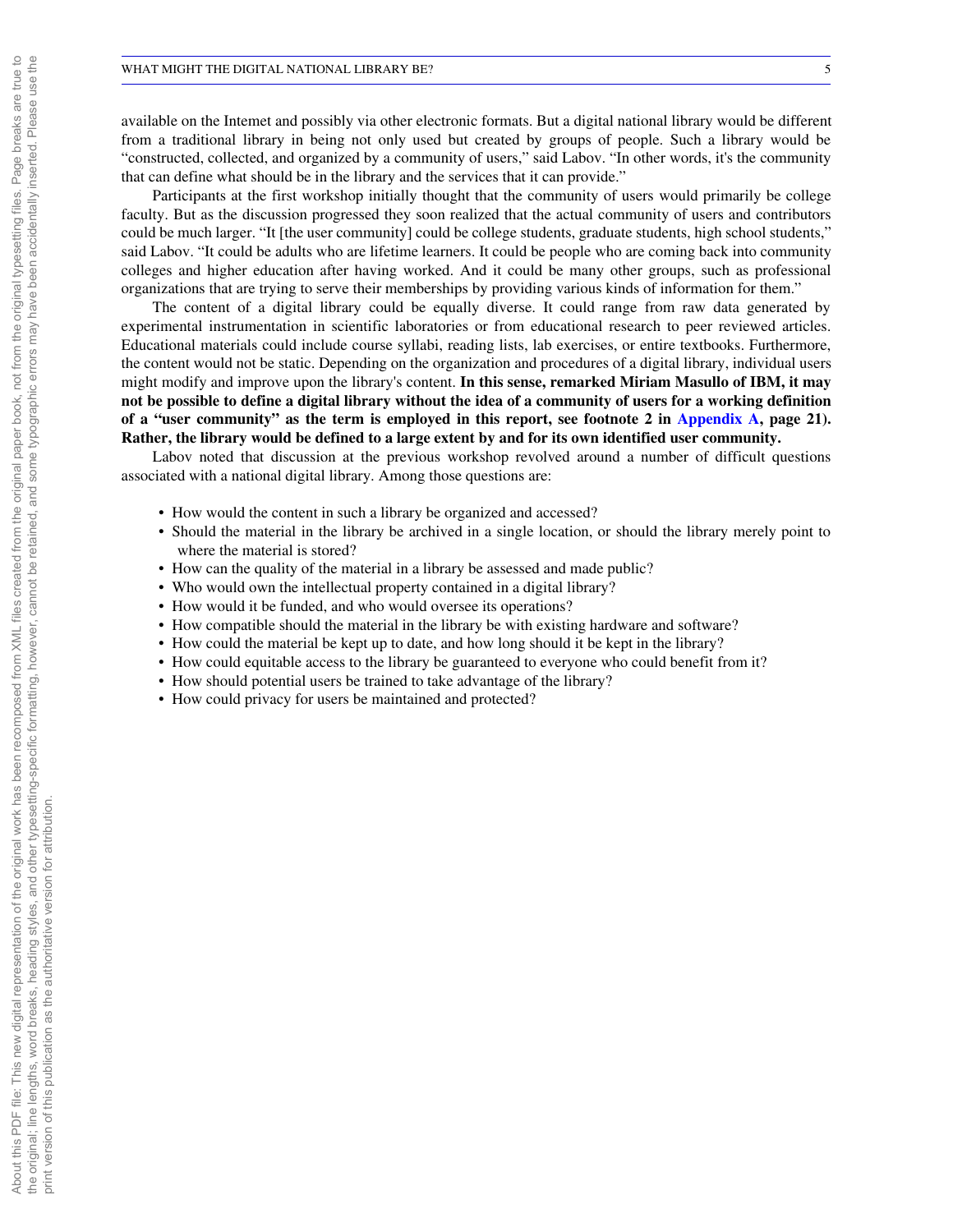available on the Intemet and possibly via other electronic formats. But a digital national library would be different from a traditional library in being not only used but created by groups of people. Such a library would be "constructed, collected, and organized by a community of users," said Labov. "In other words, it's the community that can define what should be in the library and the services that it can provide."

Participants at the first workshop initially thought that the community of users would primarily be college faculty. But as the discussion progressed they soon realized that the actual community of users and contributors could be much larger. "It [the user community] could be college students, graduate students, high school students," said Labov. "It could be adults who are lifetime learners. It could be people who are coming back into community colleges and higher education after having worked. And it could be many other groups, such as professional organizations that are trying to serve their memberships by providing various kinds of information for them."

The content of a digital library could be equally diverse. It could range from raw data generated by experimental instrumentation in scientific laboratories or from educational research to peer reviewed articles. Educational materials could include course syllabi, reading lists, lab exercises, or entire textbooks. Furthermore, the content would not be static. Depending on the organization and procedures of a digital library, individual users might modify and improve upon the library's content. **In this sense, remarked Miriam Masullo of IBM, it may not be possible to define a digital library without the idea of a community of users for a working definition of a "user community" as the term is employed in this report, see footnote 2 in Appendix A, page 21). Rather, the library would be defined to a large extent by and for its own identified user community.**

Labov noted that discussion at the previous workshop revolved around a number of difficult questions associated with a national digital library. Among those questions are:

- How would the content in such a library be organized and accessed?
- Should the material in the library be archived in a single location, or should the library merely point to where the material is stored?
- How can the quality of the material in a library be assessed and made public?
- Who would own the intellectual property contained in a digital library?
- How would it be funded, and who would oversee its operations?
- How compatible should the material in the library be with existing hardware and software?
- How could the material be kept up to date, and how long should it be kept in the library?
- How could equitable access to the library be guaranteed to everyone who could benefit from it?
- How should potential users be trained to take advantage of the library?
- How could privacy for users be maintained and protected?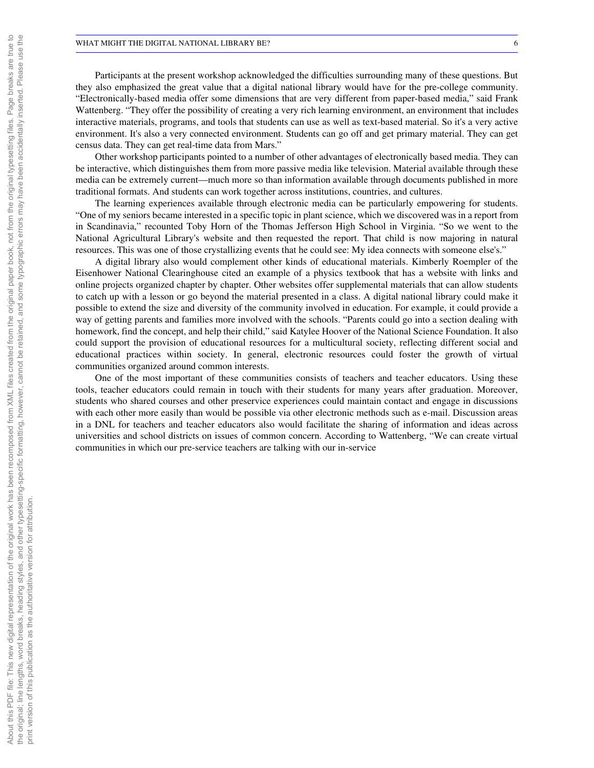Participants at the present workshop acknowledged the difficulties surrounding many of these questions. But they also emphasized the great value that a digital national library would have for the pre-college community. “Electronically-based media offer some dimensions that are very different from paper-based media,” said Frank Wattenberg. “They offer the possibility of creating a very rich learning environment, an environment that includes interactive materials, programs, and tools that students can use as well as text-based material. So it's a very active environment. It's also a very connected environment. Students can go off and get primary material. They can get census data. They can get real-time data from Mars.”

Other workshop participants pointed to a number of other advantages of electronically based media. They can be interactive, which distinguishes them from more passive media like television. Material available through these media can be extremely current—much more so than information available through documents published in more traditional formats. And students can work together across institutions, countries, and cultures.

The learning experiences available through electronic media can be particularly empowering for students. “One of my seniors became interested in a specific topic in plant science, which we discovered was in a report from in Scandinavia,” recounted Toby Horn of the Thomas Jefferson High School in Virginia. “So we went to the National Agricultural Library's website and then requested the report. That child is now majoring in natural resources. This was one of those crystallizing events that he could see: My idea connects with someone else's.”

A digital library also would complement other kinds of educational materials. Kimberly Roempler of the Eisenhower National Clearinghouse cited an example of a physics textbook that has a website with links and online projects organized chapter by chapter. Other websites offer supplemental materials that can allow students to catch up with a lesson or go beyond the material presented in a class. A digital national library could make it possible to extend the size and diversity of the community involved in education. For example, it could provide a way of getting parents and families more involved with the schools. “Parents could go into a section dealing with homework, find the concept, and help their child,” said Katylee Hoover of the National Science Foundation. It also could support the provision of educational resources for a multicultural society, reflecting different social and educational practices within society. In general, electronic resources could foster the growth of virtual communities organized around common interests.

One of the most important of these communities consists of teachers and teacher educators. Using these tools, teacher educators could remain in touch with their students for many years after graduation. Moreover, students who shared courses and other preservice experiences could maintain contact and engage in discussions with each other more easily than would be possible via other electronic methods such as e-mail. Discussion areas in a DNL for teachers and teacher educators also would facilitate the sharing of information and ideas across universities and school districts on issues of common concern. According to Wattenberg, “We can create virtual communities in which our pre-service teachers are talking with our in-service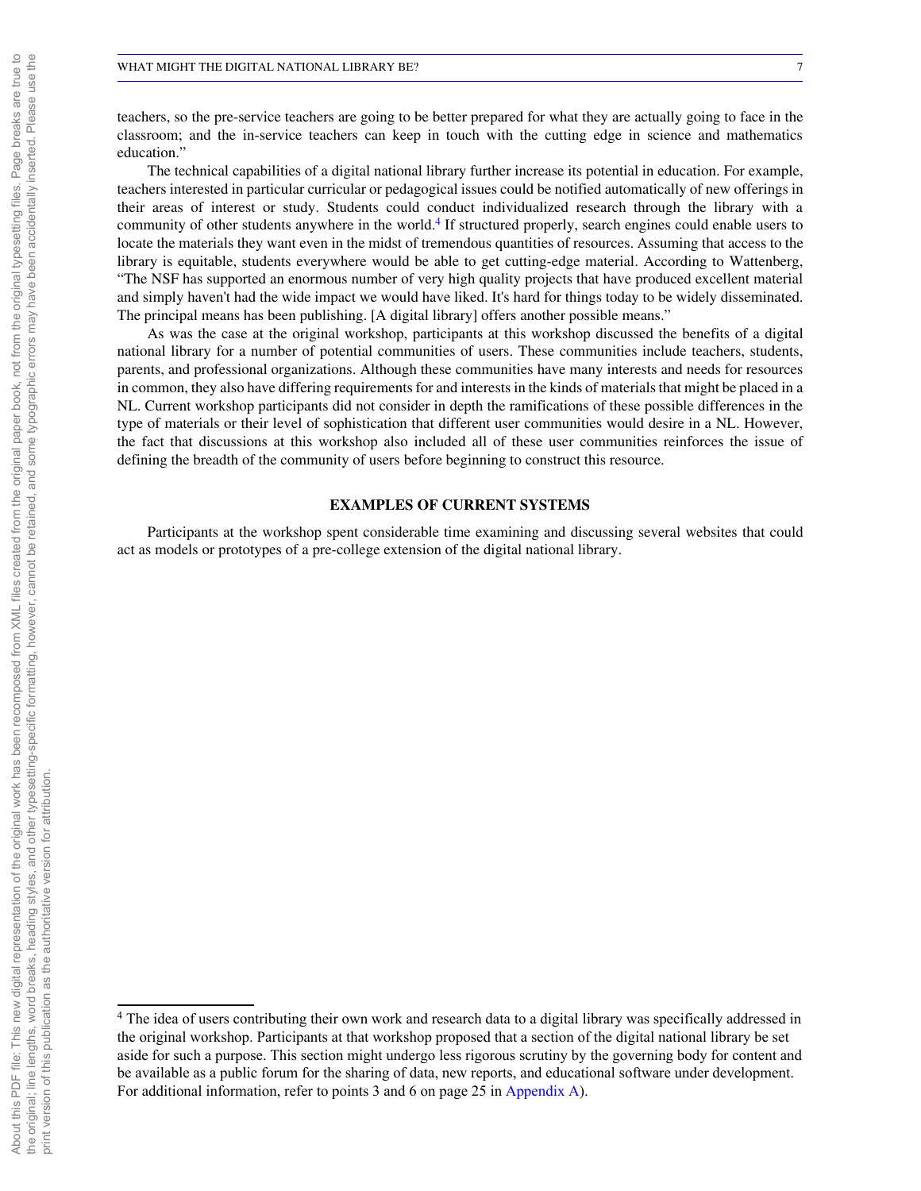teachers, so the pre-service teachers are going to be better prepared for what they are actually going to face in the classroom; and the in-service teachers can keep in touch with the cutting edge in science and mathematics education."

The technical capabilities of a digital national library further increase its potential in education. For example, teachers interested in particular curricular or pedagogical issues could be notified automatically of new offerings in their areas of interest or study. Students could conduct individualized research through the library with a community of other students anywhere in the world.[4] If structured properly, search engines could enable users to locate the materials they want even in the midst of tremendous quantities of resources. Assuming that access to the library is equitable, students everywhere would be able to get cutting-edge material. According to Wattenberg, "The NSF has supported an enormous number of very high quality projects that have produced excellent material and simply haven't had the wide impact we would have liked. It's hard for things today to be widely disseminated. The principal means has been publishing. [A digital library] offers another possible means."

As was the case at the original workshop, participants at this workshop discussed the benefits of a digital national library for a number of potential communities of users. These communities include teachers, students, parents, and professional organizations. Although these communities have many interests and needs for resources in common, they also have differing requirements for and interests in the kinds of materials that might be placed in a NL. Current workshop participants did not consider in depth the ramifications of these possible differences in the type of materials or their level of sophistication that different user communities would desire in a NL. However, the fact that discussions at this workshop also included all of these user communities reinforces the issue of defining the breadth of the community of users before beginning to construct this resource.

## EXAMPLES OF CURRENT SYSTEMS

Participants at the workshop spent considerable time examining and discussing several websites that could act as models or prototypes of a pre-college extension of the digital national library.

---

[4] The idea of users contributing their own work and research data to a digital library was specifically addressed in the original workshop. Participants at that workshop proposed that a section of the digital national library be set aside for such a purpose. This section might undergo less rigorous scrutiny by the governing body for content and be available as a public forum for the sharing of data, new reports, and educational software under development. For additional information, refer to points 3 and 6 on page 25 in Appendix A).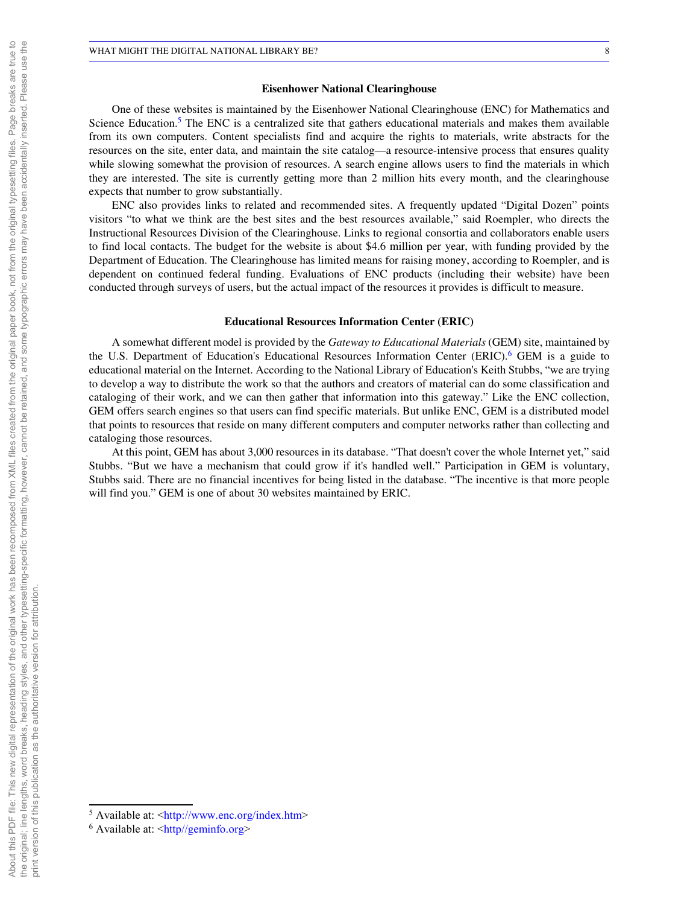### Eisenhower National Clearinghouse

One of these websites is maintained by the Eisenhower National Clearinghouse (ENC) for Mathematics and Science Education.[5] The ENC is a centralized site that gathers educational materials and makes them available from its own computers. Content specialists find and acquire the rights to materials, write abstracts for the resources on the site, enter data, and maintain the site catalog—a resource-intensive process that ensures quality while slowing somewhat the provision of resources. A search engine allows users to find the materials in which they are interested. The site is currently getting more than 2 million hits every month, and the clearinghouse expects that number to grow substantially.

ENC also provides links to related and recommended sites. A frequently updated "Digital Dozen" points visitors "to what we think are the best sites and the best resources available," said Roempler, who directs the Instructional Resources Division of the Clearinghouse. Links to regional consortia and collaborators enable users to find local contacts. The budget for the website is about $4.6 million per year, with funding provided by the Department of Education. The Clearinghouse has limited means for raising money, according to Roempler, and is dependent on continued federal funding. Evaluations of ENC products (including their website) have been conducted through surveys of users, but the actual impact of the resources it provides is difficult to measure.

### Educational Resources Information Center (ERIC)

A somewhat different model is provided by the *Gateway to Educational Materials* (GEM) site, maintained by the U.S. Department of Education's Educational Resources Information Center (ERIC).[6] GEM is a guide to educational material on the Internet. According to the National Library of Education's Keith Stubbs, "we are trying to develop a way to distribute the work so that the authors and creators of material can do some classification and cataloging of their work, and we can then gather that information into this gateway." Like the ENC collection, GEM offers search engines so that users can find specific materials. But unlike ENC, GEM is a distributed model that points to resources that reside on many different computers and computer networks rather than collecting and cataloging those resources.

At this point, GEM has about 3,000 resources in its database. "That doesn't cover the whole Internet yet," said Stubbs. "But we have a mechanism that could grow if it's handled well." Participation in GEM is voluntary, Stubbs said. There are no financial incentives for being listed in the database. "The incentive is that more people will find you." GEM is one of about 30 websites maintained by ERIC.

---

[5] Available at: <http://www.enc.org/index.htm>

[6] Available at: <http//geminfo.org>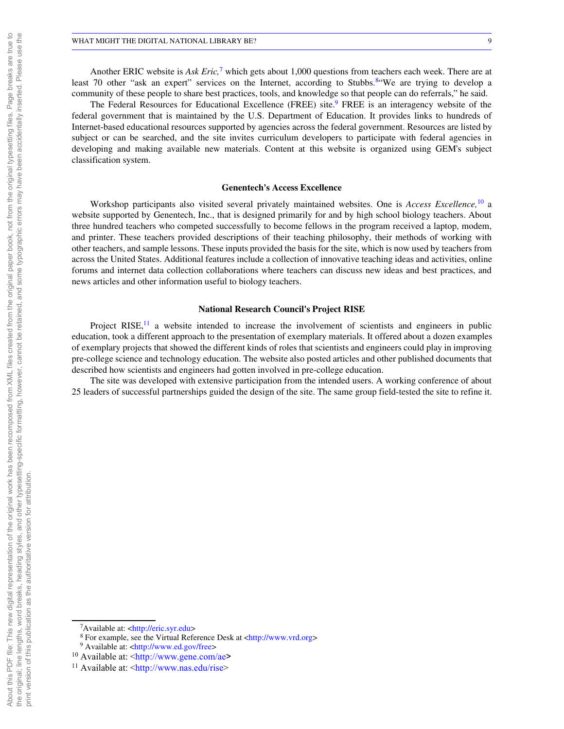Another ERIC website is *Ask Eric,*[7] which gets about 1,000 questions from teachers each week. There are at least 70 other "ask an expert" services on the Internet, according to Stubbs.[8] "We are trying to develop a community of these people to share best practices, tools, and knowledge so that people can do referrals," he said.

The Federal Resources for Educational Excellence (FREE) site.[9] FREE is an interagency website of the federal government that is maintained by the U.S. Department of Education. It provides links to hundreds of Internet-based educational resources supported by agencies across the federal government. Resources are listed by subject or can be searched, and the site invites curriculum developers to participate with federal agencies in developing and making available new materials. Content at this website is organized using GEM's subject classification system.

### Genentech's Access Excellence

Workshop participants also visited several privately maintained websites. One is *Access Excellence,*[10] a website supported by Genentech, Inc., that is designed primarily for and by high school biology teachers. About three hundred teachers who competed successfully to become fellows in the program received a laptop, modem, and printer. These teachers provided descriptions of their teaching philosophy, their methods of working with other teachers, and sample lessons. These inputs provided the basis for the site, which is now used by teachers from across the United States. Additional features include a collection of innovative teaching ideas and activities, online forums and internet data collection collaborations where teachers can discuss new ideas and best practices, and news articles and other information useful to biology teachers.

### National Research Council's Project RISE

Project RISE,[11] a website intended to increase the involvement of scientists and engineers in public education, took a different approach to the presentation of exemplary materials. It offered about a dozen examples of exemplary projects that showed the different kinds of roles that scientists and engineers could play in improving pre-college science and technology education. The website also posted articles and other published documents that described how scientists and engineers had gotten involved in pre-college education.

The site was developed with extensive participation from the intended users. A working conference of about 25 leaders of successful partnerships guided the design of the site. The same group field-tested the site to refine it.

---

[7] Available at: <http://eric.syr.edu>

[8] For example, see the Virtual Reference Desk at <http://www.vrd.org>

[9] Available at: <http://www.ed.gov/free>

[10] Available at: <http://www.gene.com/ae>

[11] Available at: <http://www.nas.edu/rise>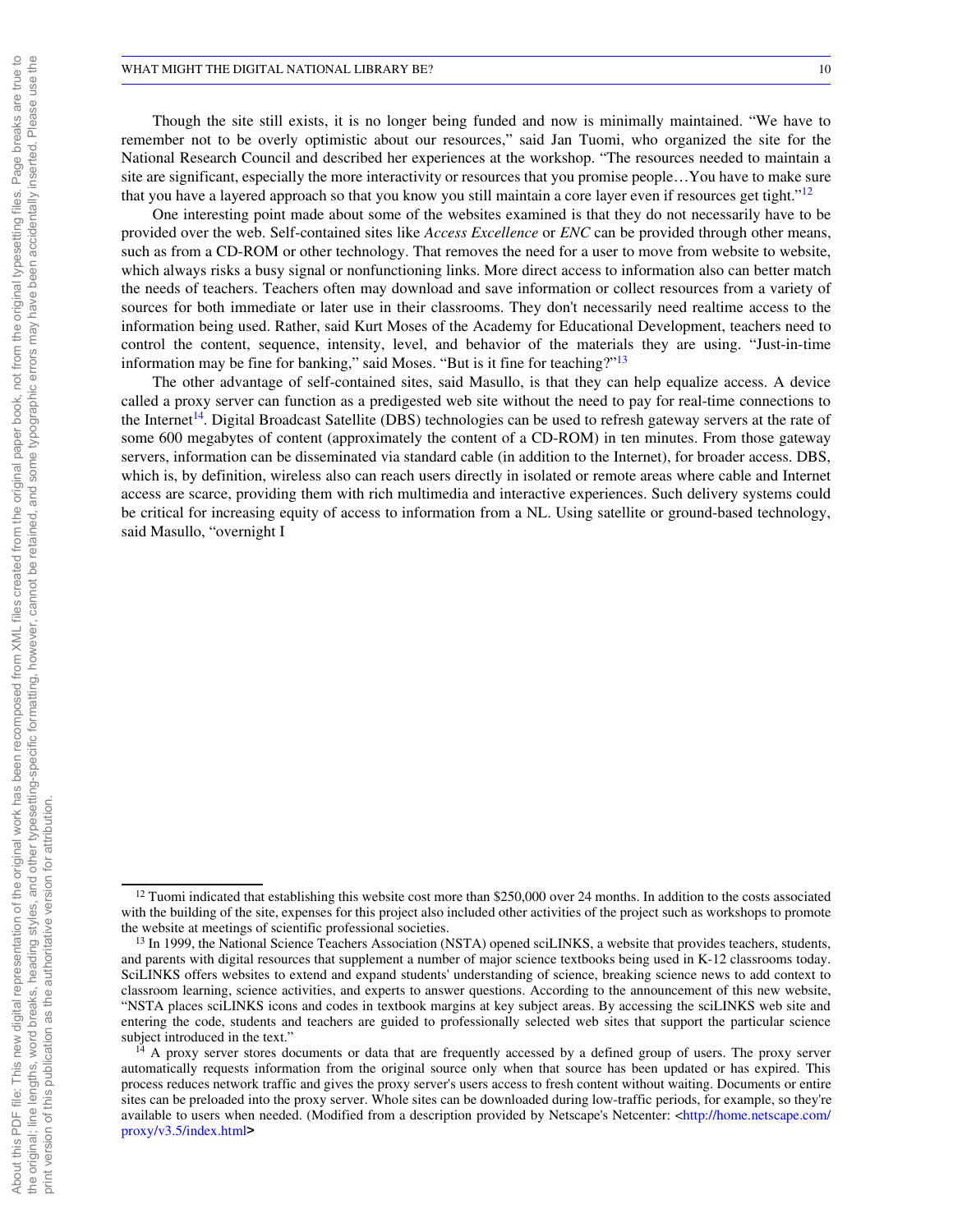Though the site still exists, it is no longer being funded and now is minimally maintained. “We have to remember not to be overly optimistic about our resources,” said Jan Tuomi, who organized the site for the National Research Council and described her experiences at the workshop. “The resources needed to maintain a site are significant, especially the more interactivity or resources that you promise people…You have to make sure that you have a layered approach so that you know you still maintain a core layer even if resources get tight.”[12]

One interesting point made about some of the websites examined is that they do not necessarily have to be provided over the web. Self-contained sites like *Access Excellence* or *ENC* can be provided through other means, such as from a CD-ROM or other technology. That removes the need for a user to move from website to website, which always risks a busy signal or nonfunctioning links. More direct access to information also can better match the needs of teachers. Teachers often may download and save information or collect resources from a variety of sources for both immediate or later use in their classrooms. They don't necessarily need realtime access to the information being used. Rather, said Kurt Moses of the Academy for Educational Development, teachers need to control the content, sequence, intensity, level, and behavior of the materials they are using. “Just-in-time information may be fine for banking,” said Moses. “But is it fine for teaching?”[13]

The other advantage of self-contained sites, said Masullo, is that they can help equalize access. A device called a proxy server can function as a predigested web site without the need to pay for real-time connections to the Internet[14]. Digital Broadcast Satellite (DBS) technologies can be used to refresh gateway servers at the rate of some 600 megabytes of content (approximately the content of a CD-ROM) in ten minutes. From those gateway servers, information can be disseminated via standard cable (in addition to the Internet), for broader access. DBS, which is, by definition, wireless also can reach users directly in isolated or remote areas where cable and Internet access are scarce, providing them with rich multimedia and interactive experiences. Such delivery systems could be critical for increasing equity of access to information from a NL. Using satellite or ground-based technology, said Masullo, “overnight I

---

[12] Tuomi indicated that establishing this website cost more than $250,000 over 24 months. In addition to the costs associated with the building of the site, expenses for this project also included other activities of the project such as workshops to promote the website at meetings of scientific professional societies.

[13] In 1999, the National Science Teachers Association (NSTA) opened sciLINKS, a website that provides teachers, students, and parents with digital resources that supplement a number of major science textbooks being used in K-12 classrooms today. SciLINKS offers websites to extend and expand students' understanding of science, breaking science news to add context to classroom learning, science activities, and experts to answer questions. According to the announcement of this new website, “NSTA places sciLINKS icons and codes in textbook margins at key subject areas. By accessing the sciLINKS web site and entering the code, students and teachers are guided to professionally selected web sites that support the particular science subject introduced in the text.”

[14] A proxy server stores documents or data that are frequently accessed by a defined group of users. The proxy server automatically requests information from the original source only when that source has been updated or has expired. This process reduces network traffic and gives the proxy server's users access to fresh content without waiting. Documents or entire sites can be preloaded into the proxy server. Whole sites can be downloaded during low-traffic periods, for example, so they're available to users when needed. (Modified from a description provided by Netscape's Netcenter: <http://home.netscape.com/proxy/v3.5/index.html>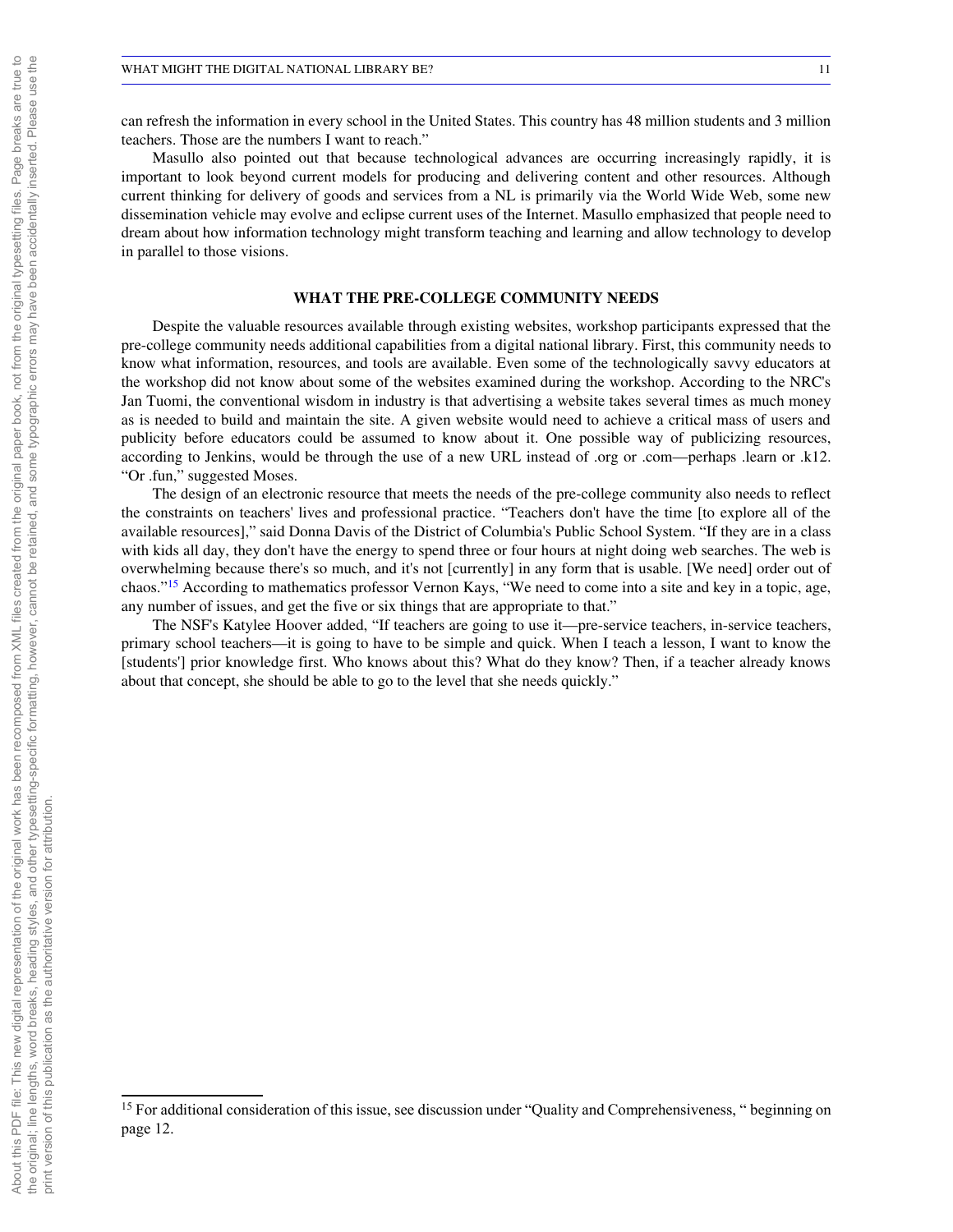can refresh the information in every school in the United States. This country has 48 million students and 3 million teachers. Those are the numbers I want to reach."

Masullo also pointed out that because technological advances are occurring increasingly rapidly, it is important to look beyond current models for producing and delivering content and other resources. Although current thinking for delivery of goods and services from a NL is primarily via the World Wide Web, some new dissemination vehicle may evolve and eclipse current uses of the Internet. Masullo emphasized that people need to dream about how information technology might transform teaching and learning and allow technology to develop in parallel to those visions.

## WHAT THE PRE-COLLEGE COMMUNITY NEEDS

Despite the valuable resources available through existing websites, workshop participants expressed that the pre-college community needs additional capabilities from a digital national library. First, this community needs to know what information, resources, and tools are available. Even some of the technologically savvy educators at the workshop did not know about some of the websites examined during the workshop. According to the NRC's Jan Tuomi, the conventional wisdom in industry is that advertising a website takes several times as much money as is needed to build and maintain the site. A given website would need to achieve a critical mass of users and publicity before educators could be assumed to know about it. One possible way of publicizing resources, according to Jenkins, would be through the use of a new URL instead of .org or .com—perhaps .learn or .k12. "Or .fun," suggested Moses.

The design of an electronic resource that meets the needs of the pre-college community also needs to reflect the constraints on teachers' lives and professional practice. "Teachers don't have the time [to explore all of the available resources]," said Donna Davis of the District of Columbia's Public School System. "If they are in a class with kids all day, they don't have the energy to spend three or four hours at night doing web searches. The web is overwhelming because there's so much, and it's not [currently] in any form that is usable. [We need] order out of chaos."[15] According to mathematics professor Vernon Kays, "We need to come into a site and key in a topic, age, any number of issues, and get the five or six things that are appropriate to that."

The NSF's Katylee Hoover added, "If teachers are going to use it—pre-service teachers, in-service teachers, primary school teachers—it is going to have to be simple and quick. When I teach a lesson, I want to know the [students'] prior knowledge first. Who knows about this? What do they know? Then, if a teacher already knows about that concept, she should be able to go to the level that she needs quickly."

---

[15] For additional consideration of this issue, see discussion under "Quality and Comprehensiveness, " beginning on page 12.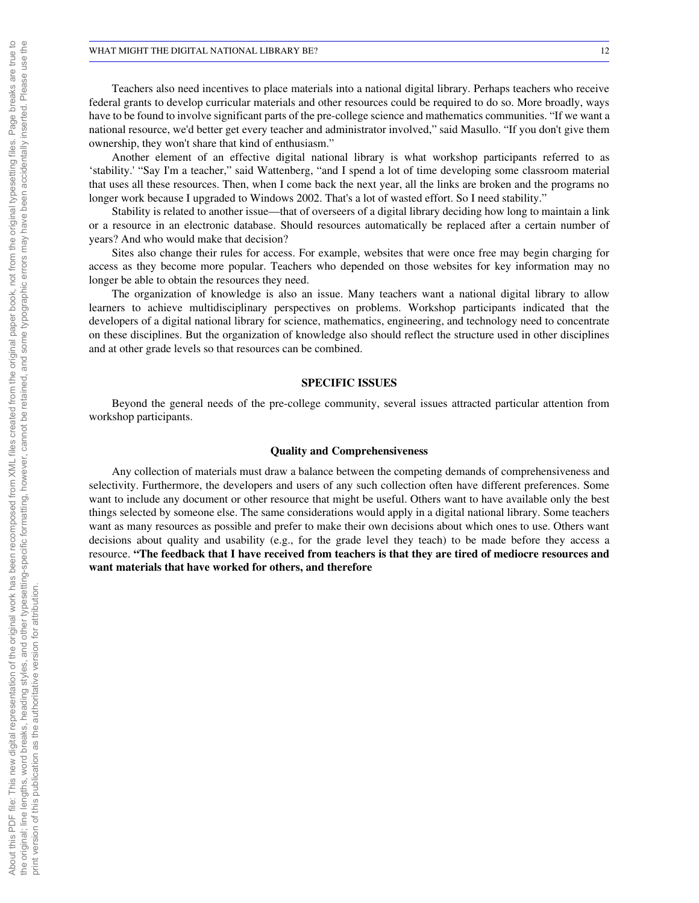Teachers also need incentives to place materials into a national digital library. Perhaps teachers who receive federal grants to develop curricular materials and other resources could be required to do so. More broadly, ways have to be found to involve significant parts of the pre-college science and mathematics communities. “If we want a national resource, we'd better get every teacher and administrator involved,” said Masullo. “If you don't give them ownership, they won't share that kind of enthusiasm.”

Another element of an effective digital national library is what workshop participants referred to as ‘stability.' “Say I'm a teacher,” said Wattenberg, “and I spend a lot of time developing some classroom material that uses all these resources. Then, when I come back the next year, all the links are broken and the programs no longer work because I upgraded to Windows 2002. That's a lot of wasted effort. So I need stability.”

Stability is related to another issue—that of overseers of a digital library deciding how long to maintain a link or a resource in an electronic database. Should resources automatically be replaced after a certain number of years? And who would make that decision?

Sites also change their rules for access. For example, websites that were once free may begin charging for access as they become more popular. Teachers who depended on those websites for key information may no longer be able to obtain the resources they need.

The organization of knowledge is also an issue. Many teachers want a national digital library to allow learners to achieve multidisciplinary perspectives on problems. Workshop participants indicated that the developers of a digital national library for science, mathematics, engineering, and technology need to concentrate on these disciplines. But the organization of knowledge also should reflect the structure used in other disciplines and at other grade levels so that resources can be combined.

## SPECIFIC ISSUES

Beyond the general needs of the pre-college community, several issues attracted particular attention from workshop participants.

### Quality and Comprehensiveness

Any collection of materials must draw a balance between the competing demands of comprehensiveness and selectivity. Furthermore, the developers and users of any such collection often have different preferences. Some want to include any document or other resource that might be useful. Others want to have available only the best things selected by someone else. The same considerations would apply in a digital national library. Some teachers want as many resources as possible and prefer to make their own decisions about which ones to use. Others want decisions about quality and usability (e.g., for the grade level they teach) to be made before they access a resource. **“The feedback that I have received from teachers is that they are tired of mediocre resources and want materials that have worked for others, and therefore**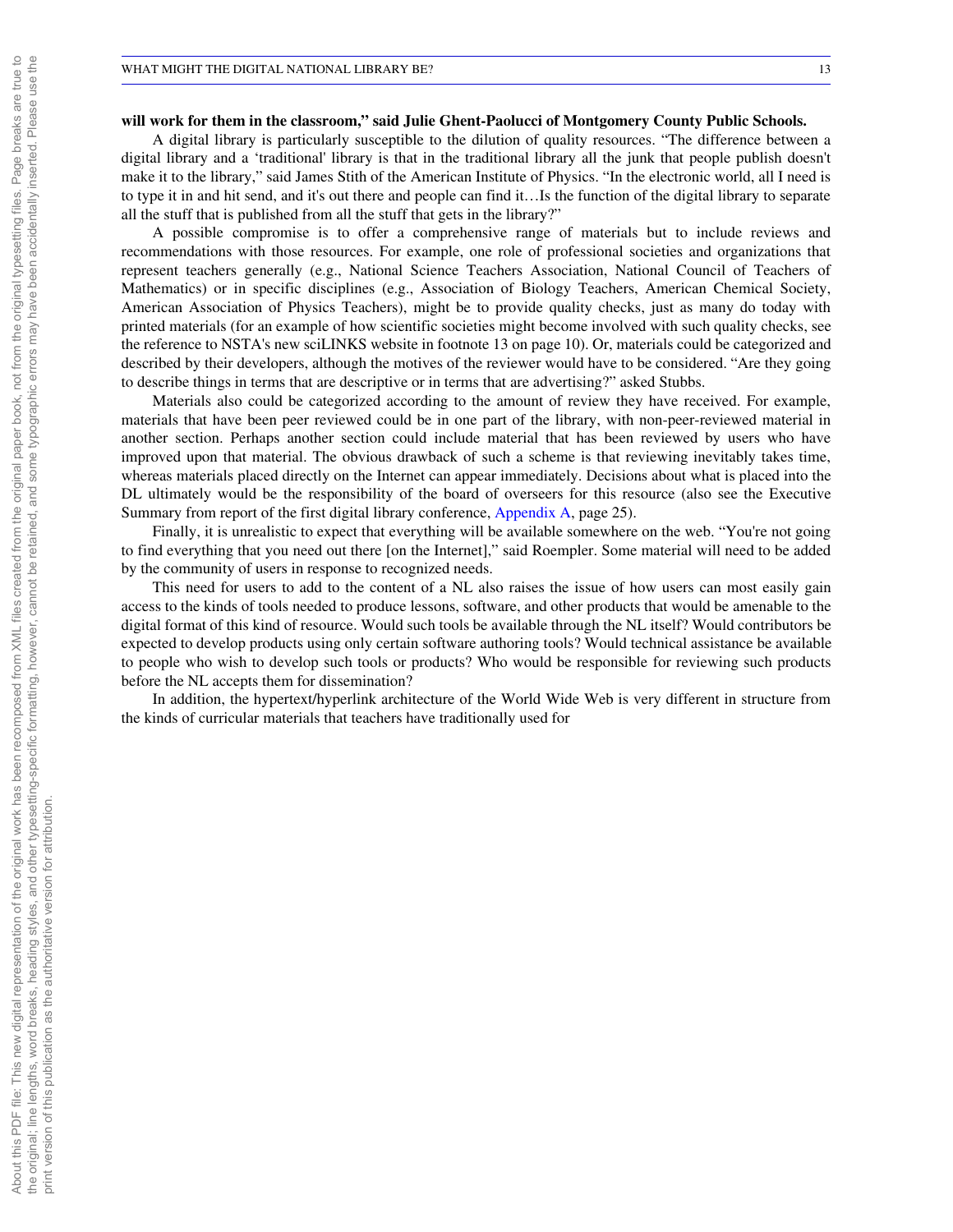**will work for them in the classroom," said Julie Ghent-Paolucci of Montgomery County Public Schools.**

A digital library is particularly susceptible to the dilution of quality resources. "The difference between a digital library and a 'traditional' library is that in the traditional library all the junk that people publish doesn't make it to the library," said James Stith of the American Institute of Physics. "In the electronic world, all I need is to type it in and hit send, and it's out there and people can find it…Is the function of the digital library to separate all the stuff that is published from all the stuff that gets in the library?"

A possible compromise is to offer a comprehensive range of materials but to include reviews and recommendations with those resources. For example, one role of professional societies and organizations that represent teachers generally (e.g., National Science Teachers Association, National Council of Teachers of Mathematics) or in specific disciplines (e.g., Association of Biology Teachers, American Chemical Society, American Association of Physics Teachers), might be to provide quality checks, just as many do today with printed materials (for an example of how scientific societies might become involved with such quality checks, see the reference to NSTA's new sciLINKS website in footnote 13 on page 10). Or, materials could be categorized and described by their developers, although the motives of the reviewer would have to be considered. "Are they going to describe things in terms that are descriptive or in terms that are advertising?" asked Stubbs.

Materials also could be categorized according to the amount of review they have received. For example, materials that have been peer reviewed could be in one part of the library, with non-peer-reviewed material in another section. Perhaps another section could include material that has been reviewed by users who have improved upon that material. The obvious drawback of such a scheme is that reviewing inevitably takes time, whereas materials placed directly on the Internet can appear immediately. Decisions about what is placed into the DL ultimately would be the responsibility of the board of overseers for this resource (also see the Executive Summary from report of the first digital library conference, Appendix A, page 25).

Finally, it is unrealistic to expect that everything will be available somewhere on the web. "You're not going to find everything that you need out there [on the Internet]," said Roempler. Some material will need to be added by the community of users in response to recognized needs.

This need for users to add to the content of a NL also raises the issue of how users can most easily gain access to the kinds of tools needed to produce lessons, software, and other products that would be amenable to the digital format of this kind of resource. Would such tools be available through the NL itself? Would contributors be expected to develop products using only certain software authoring tools? Would technical assistance be available to people who wish to develop such tools or products? Who would be responsible for reviewing such products before the NL accepts them for dissemination?

In addition, the hypertext/hyperlink architecture of the World Wide Web is very different in structure from the kinds of curricular materials that teachers have traditionally used for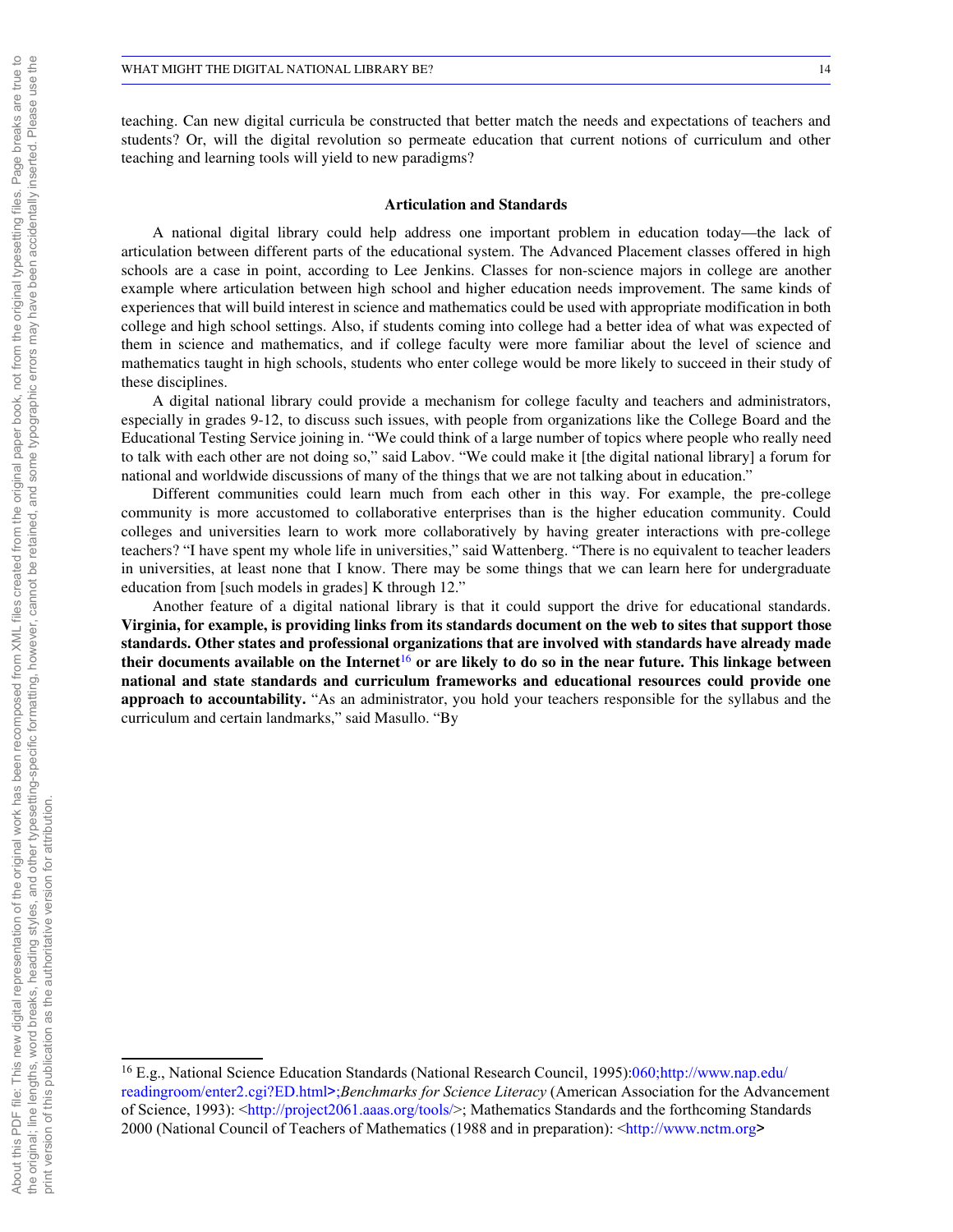teaching. Can new digital curricula be constructed that better match the needs and expectations of teachers and students? Or, will the digital revolution so permeate education that current notions of curriculum and other teaching and learning tools will yield to new paradigms?

### Articulation and Standards

A national digital library could help address one important problem in education today—the lack of articulation between different parts of the educational system. The Advanced Placement classes offered in high schools are a case in point, according to Lee Jenkins. Classes for non-science majors in college are another example where articulation between high school and higher education needs improvement. The same kinds of experiences that will build interest in science and mathematics could be used with appropriate modification in both college and high school settings. Also, if students coming into college had a better idea of what was expected of them in science and mathematics, and if college faculty were more familiar about the level of science and mathematics taught in high schools, students who enter college would be more likely to succeed in their study of these disciplines.

A digital national library could provide a mechanism for college faculty and teachers and administrators, especially in grades 9-12, to discuss such issues, with people from organizations like the College Board and the Educational Testing Service joining in. "We could think of a large number of topics where people who really need to talk with each other are not doing so," said Labov. "We could make it [the digital national library] a forum for national and worldwide discussions of many of the things that we are not talking about in education."

Different communities could learn much from each other in this way. For example, the pre-college community is more accustomed to collaborative enterprises than is the higher education community. Could colleges and universities learn to work more collaboratively by having greater interactions with pre-college teachers? "I have spent my whole life in universities," said Wattenberg. "There is no equivalent to teacher leaders in universities, at least none that I know. There may be some things that we can learn here for undergraduate education from [such models in grades] K through 12."

Another feature of a digital national library is that it could support the drive for educational standards. **Virginia, for example, is providing links from its standards document on the web to sites that support those standards. Other states and professional organizations that are involved with standards have already made their documents available on the Internet**[16] **or are likely to do so in the near future. This linkage between national and state standards and curriculum frameworks and educational resources could provide one approach to accountability.** "As an administrator, you hold your teachers responsible for the syllabus and the curriculum and certain landmarks," said Masullo. "By

---

[16] E.g., National Science Education Standards (National Research Council, 1995):060;http://www.nap.edu/readingroom/enter2.cgi?ED.html>;*Benchmarks for Science Literacy* (American Association for the Advancement of Science, 1993): <http://project2061.aaas.org/tools/>; Mathematics Standards and the forthcoming Standards 2000 (National Council of Teachers of Mathematics (1988 and in preparation): <http://www.nctm.org>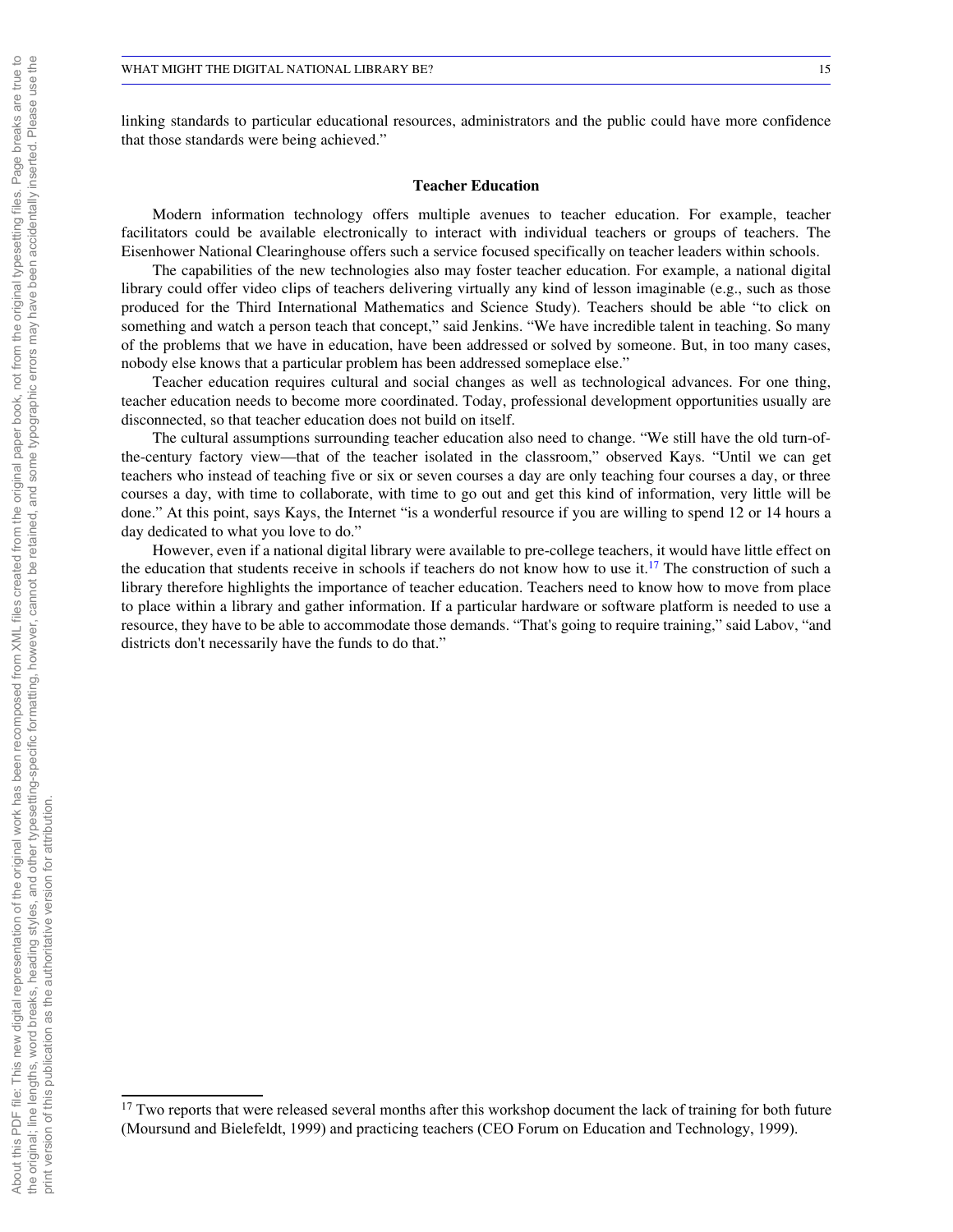linking standards to particular educational resources, administrators and the public could have more confidence that those standards were being achieved."

### Teacher Education

Modern information technology offers multiple avenues to teacher education. For example, teacher facilitators could be available electronically to interact with individual teachers or groups of teachers. The Eisenhower National Clearinghouse offers such a service focused specifically on teacher leaders within schools.

The capabilities of the new technologies also may foster teacher education. For example, a national digital library could offer video clips of teachers delivering virtually any kind of lesson imaginable (e.g., such as those produced for the Third International Mathematics and Science Study). Teachers should be able "to click on something and watch a person teach that concept," said Jenkins. "We have incredible talent in teaching. So many of the problems that we have in education, have been addressed or solved by someone. But, in too many cases, nobody else knows that a particular problem has been addressed someplace else."

Teacher education requires cultural and social changes as well as technological advances. For one thing, teacher education needs to become more coordinated. Today, professional development opportunities usually are disconnected, so that teacher education does not build on itself.

The cultural assumptions surrounding teacher education also need to change. "We still have the old turn-of-the-century factory view—that of the teacher isolated in the classroom," observed Kays. "Until we can get teachers who instead of teaching five or six or seven courses a day are only teaching four courses a day, or three courses a day, with time to collaborate, with time to go out and get this kind of information, very little will be done." At this point, says Kays, the Internet "is a wonderful resource if you are willing to spend 12 or 14 hours a day dedicated to what you love to do."

However, even if a national digital library were available to pre-college teachers, it would have little effect on the education that students receive in schools if teachers do not know how to use it.[17] The construction of such a library therefore highlights the importance of teacher education. Teachers need to know how to move from place to place within a library and gather information. If a particular hardware or software platform is needed to use a resource, they have to be able to accommodate those demands. "That's going to require training," said Labov, "and districts don't necessarily have the funds to do that."

[17] Two reports that were released several months after this workshop document the lack of training for both future (Moursund and Bielefeldt, 1999) and practicing teachers (CEO Forum on Education and Technology, 1999).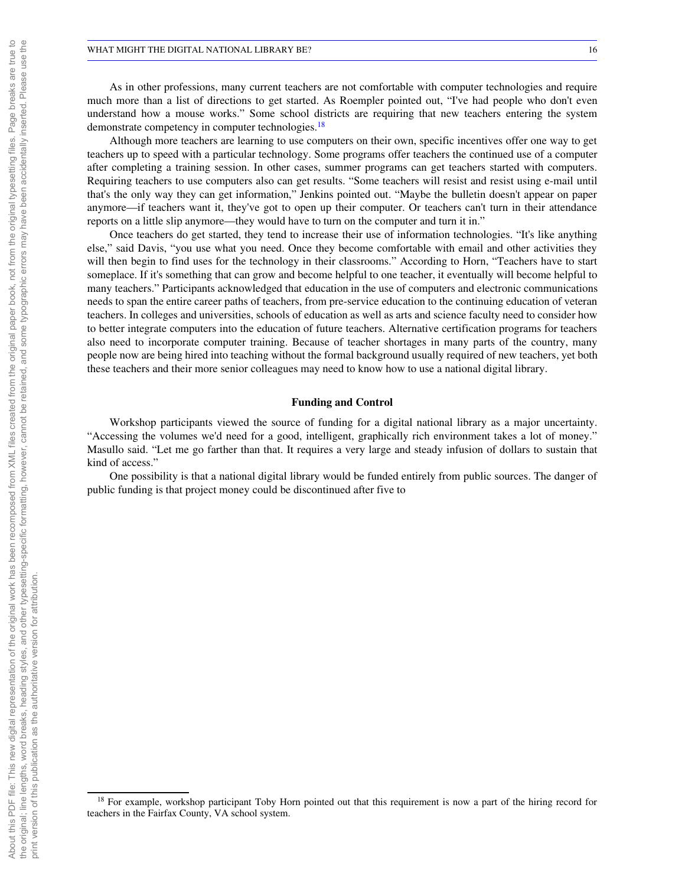As in other professions, many current teachers are not comfortable with computer technologies and require much more than a list of directions to get started. As Roempler pointed out, "I've had people who don't even understand how a mouse works." Some school districts are requiring that new teachers entering the system demonstrate competency in computer technologies.[18]

Although more teachers are learning to use computers on their own, specific incentives offer one way to get teachers up to speed with a particular technology. Some programs offer teachers the continued use of a computer after completing a training session. In other cases, summer programs can get teachers started with computers. Requiring teachers to use computers also can get results. "Some teachers will resist and resist using e-mail until that's the only way they can get information," Jenkins pointed out. "Maybe the bulletin doesn't appear on paper anymore—if teachers want it, they've got to open up their computer. Or teachers can't turn in their attendance reports on a little slip anymore—they would have to turn on the computer and turn it in."

Once teachers do get started, they tend to increase their use of information technologies. "It's like anything else," said Davis, "you use what you need. Once they become comfortable with email and other activities they will then begin to find uses for the technology in their classrooms." According to Horn, "Teachers have to start someplace. If it's something that can grow and become helpful to one teacher, it eventually will become helpful to many teachers." Participants acknowledged that education in the use of computers and electronic communications needs to span the entire career paths of teachers, from pre-service education to the continuing education of veteran teachers. In colleges and universities, schools of education as well as arts and science faculty need to consider how to better integrate computers into the education of future teachers. Alternative certification programs for teachers also need to incorporate computer training. Because of teacher shortages in many parts of the country, many people now are being hired into teaching without the formal background usually required of new teachers, yet both these teachers and their more senior colleagues may need to know how to use a national digital library.

### Funding and Control

Workshop participants viewed the source of funding for a digital national library as a major uncertainty. "Accessing the volumes we'd need for a good, intelligent, graphically rich environment takes a lot of money." Masullo said. "Let me go farther than that. It requires a very large and steady infusion of dollars to sustain that kind of access."

One possibility is that a national digital library would be funded entirely from public sources. The danger of public funding is that project money could be discontinued after five to

[18] For example, workshop participant Toby Horn pointed out that this requirement is now a part of the hiring record for teachers in the Fairfax County, VA school system.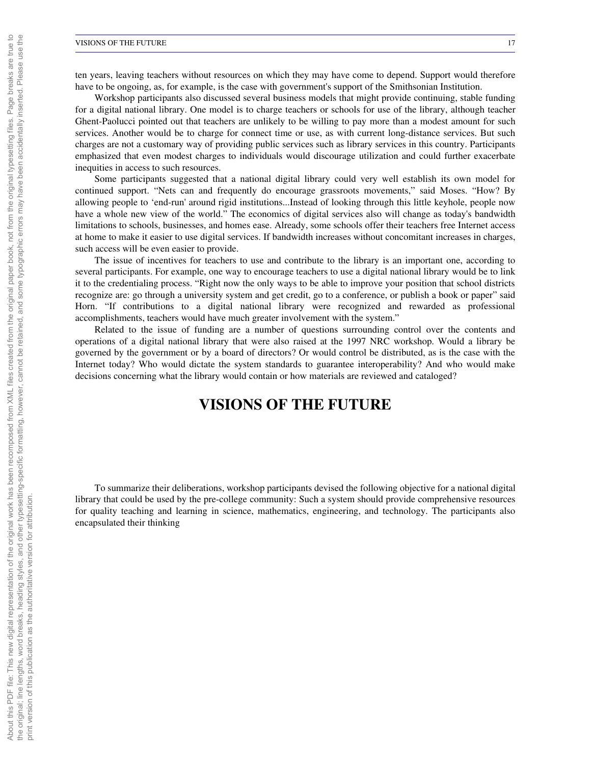ten years, leaving teachers without resources on which they may have come to depend. Support would therefore have to be ongoing, as, for example, is the case with government's support of the Smithsonian Institution.

Workshop participants also discussed several business models that might provide continuing, stable funding for a digital national library. One model is to charge teachers or schools for use of the library, although teacher Ghent-Paolucci pointed out that teachers are unlikely to be willing to pay more than a modest amount for such services. Another would be to charge for connect time or use, as with current long-distance services. But such charges are not a customary way of providing public services such as library services in this country. Participants emphasized that even modest charges to individuals would discourage utilization and could further exacerbate inequities in access to such resources.

Some participants suggested that a national digital library could very well establish its own model for continued support. "Nets can and frequently do encourage grassroots movements," said Moses. "How? By allowing people to 'end-run' around rigid institutions...Instead of looking through this little keyhole, people now have a whole new view of the world." The economics of digital services also will change as today's bandwidth limitations to schools, businesses, and homes ease. Already, some schools offer their teachers free Internet access at home to make it easier to use digital services. If bandwidth increases without concomitant increases in charges, such access will be even easier to provide.

The issue of incentives for teachers to use and contribute to the library is an important one, according to several participants. For example, one way to encourage teachers to use a digital national library would be to link it to the credentialing process. "Right now the only ways to be able to improve your position that school districts recognize are: go through a university system and get credit, go to a conference, or publish a book or paper" said Horn. "If contributions to a digital national library were recognized and rewarded as professional accomplishments, teachers would have much greater involvement with the system."

Related to the issue of funding are a number of questions surrounding control over the contents and operations of a digital national library that were also raised at the 1997 NRC workshop. Would a library be governed by the government or by a board of directors? Or would control be distributed, as is the case with the Internet today? Who would dictate the system standards to guarantee interoperability? And who would make decisions concerning what the library would contain or how materials are reviewed and cataloged?

# VISIONS OF THE FUTURE

To summarize their deliberations, workshop participants devised the following objective for a national digital library that could be used by the pre-college community: Such a system should provide comprehensive resources for quality teaching and learning in science, mathematics, engineering, and technology. The participants also encapsulated their thinking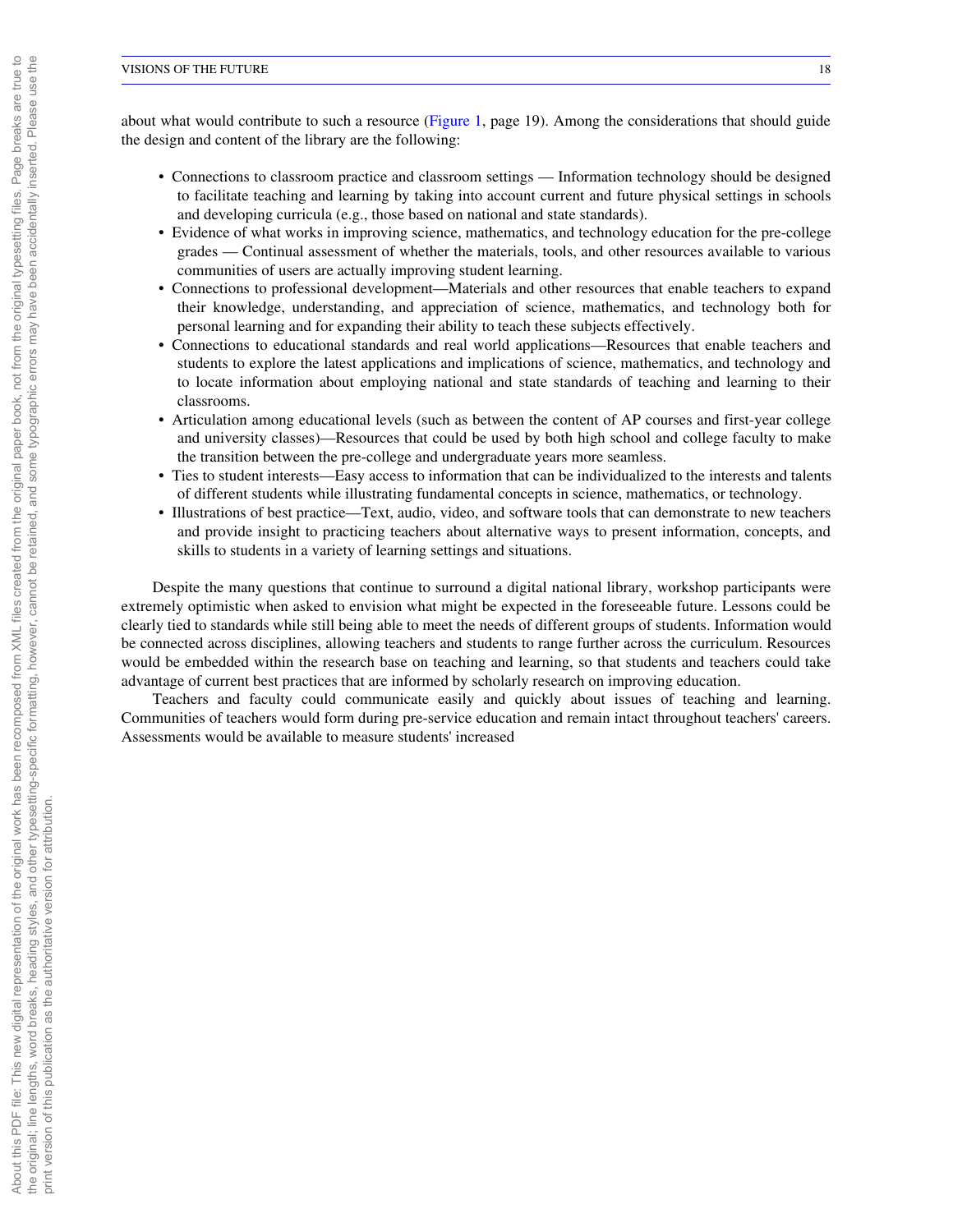about what would contribute to such a resource (Figure 1, page 19). Among the considerations that should guide the design and content of the library are the following:

- Connections to classroom practice and classroom settings — Information technology should be designed to facilitate teaching and learning by taking into account current and future physical settings in schools and developing curricula (e.g., those based on national and state standards).
- Evidence of what works in improving science, mathematics, and technology education for the pre-college grades — Continual assessment of whether the materials, tools, and other resources available to various communities of users are actually improving student learning.
- Connections to professional development—Materials and other resources that enable teachers to expand their knowledge, understanding, and appreciation of science, mathematics, and technology both for personal learning and for expanding their ability to teach these subjects effectively.
- Connections to educational standards and real world applications—Resources that enable teachers and students to explore the latest applications and implications of science, mathematics, and technology and to locate information about employing national and state standards of teaching and learning to their classrooms.
- Articulation among educational levels (such as between the content of AP courses and first-year college and university classes)—Resources that could be used by both high school and college faculty to make the transition between the pre-college and undergraduate years more seamless.
- Ties to student interests—Easy access to information that can be individualized to the interests and talents of different students while illustrating fundamental concepts in science, mathematics, or technology.
- Illustrations of best practice—Text, audio, video, and software tools that can demonstrate to new teachers and provide insight to practicing teachers about alternative ways to present information, concepts, and skills to students in a variety of learning settings and situations.

Despite the many questions that continue to surround a digital national library, workshop participants were extremely optimistic when asked to envision what might be expected in the foreseeable future. Lessons could be clearly tied to standards while still being able to meet the needs of different groups of students. Information would be connected across disciplines, allowing teachers and students to range further across the curriculum. Resources would be embedded within the research base on teaching and learning, so that students and teachers could take advantage of current best practices that are informed by scholarly research on improving education.

Teachers and faculty could communicate easily and quickly about issues of teaching and learning. Communities of teachers would form during pre-service education and remain intact throughout teachers' careers. Assessments would be available to measure students' increased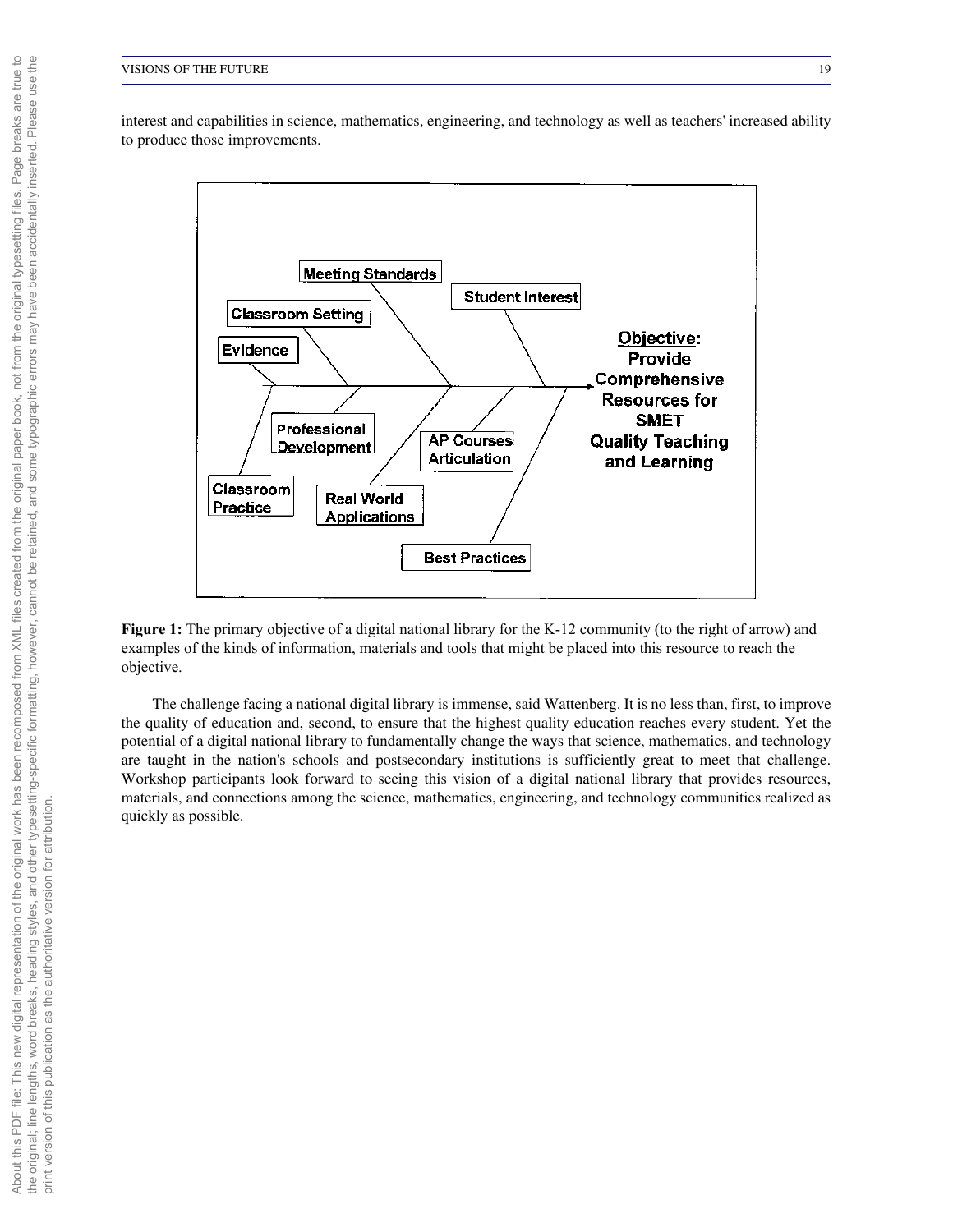interest and capabilities in science, mathematics, engineering, and technology as well as teachers' increased ability to produce those improvements.

**Figure 1:** The primary objective of a digital national library for the K-12 community (to the right of arrow) and examples of the kinds of information, materials and tools that might be placed into this resource to reach the objective.

The challenge facing a national digital library is immense, said Wattenberg. It is no less than, first, to improve the quality of education and, second, to ensure that the highest quality education reaches every student. Yet the potential of a digital national library to fundamentally change the ways that science, mathematics, and technology are taught in the nation's schools and postsecondary institutions is sufficiently great to meet that challenge. Workshop participants look forward to seeing this vision of a digital national library that provides resources, materials, and connections among the science, mathematics, engineering, and technology communities realized as quickly as possible.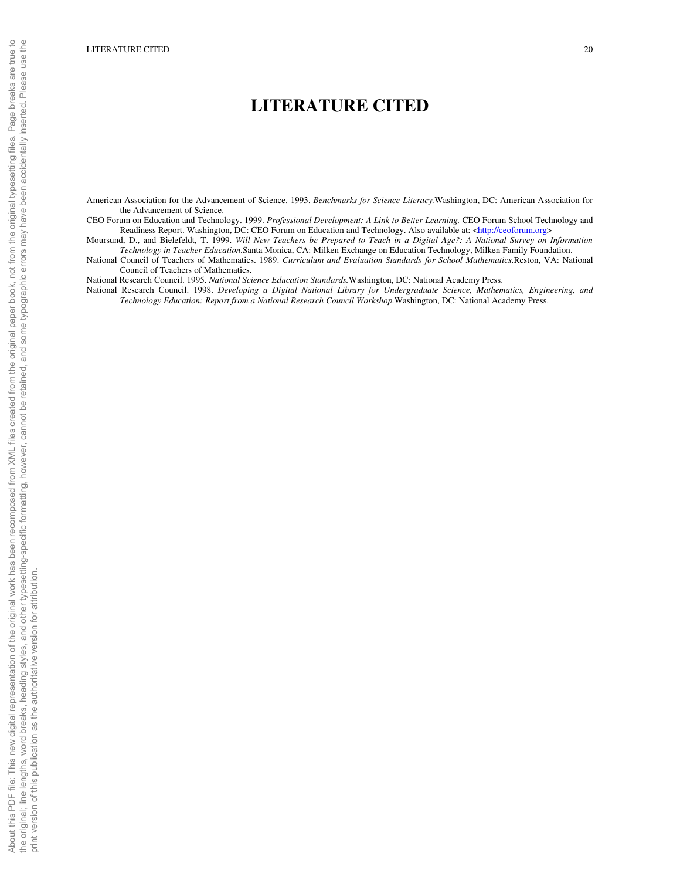# LITERATURE CITED

American Association for the Advancement of Science. 1993, *Benchmarks for Science Literacy.*Washington, DC: American Association for the Advancement of Science.

CEO Forum on Education and Technology. 1999. *Professional Development: A Link to Better Learning.* CEO Forum School Technology and Readiness Report. Washington, DC: CEO Forum on Education and Technology. Also available at: <http://ceoforum.org>

Moursund, D., and Bielefeldt, T. 1999. *Will New Teachers be Prepared to Teach in a Digital Age?: A National Survey on Information Technology in Teacher Education.*Santa Monica, CA: Milken Exchange on Education Technology, Milken Family Foundation.

National Council of Teachers of Mathematics. 1989. *Curriculum and Evaluation Standards for School Mathematics.*Reston, VA: National Council of Teachers of Mathematics.

National Research Council. 1995. *National Science Education Standards.*Washington, DC: National Academy Press.

National Research Council. 1998. *Developing a Digital National Library for Undergraduate Science, Mathematics, Engineering, and Technology Education: Report from a National Research Council Workshop.*Washington, DC: National Academy Press.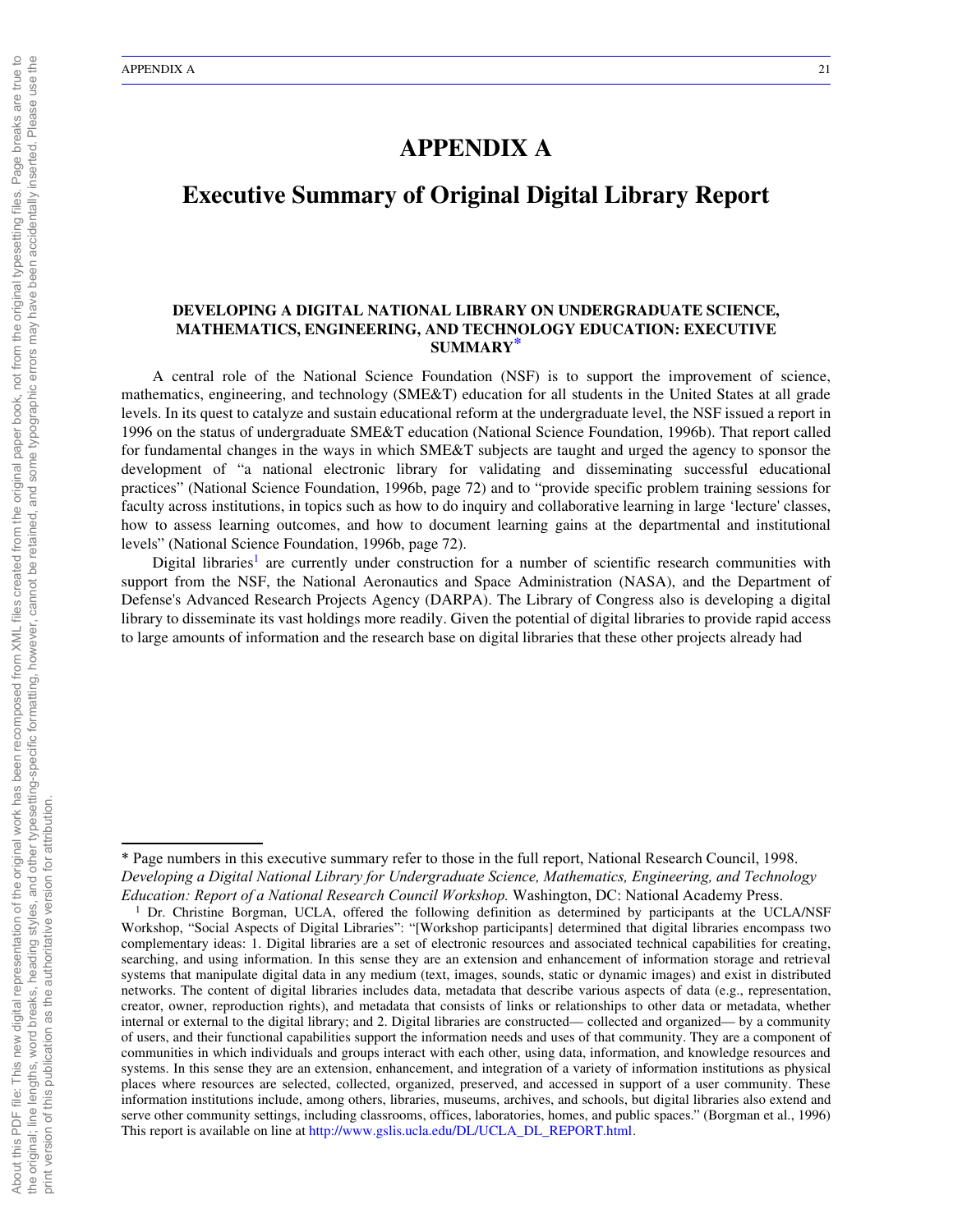# APPENDIX A

## Executive Summary of Original Digital Library Report

### DEVELOPING A DIGITAL NATIONAL LIBRARY ON UNDERGRADUATE SCIENCE, MATHEMATICS, ENGINEERING, AND TECHNOLOGY EDUCATION: EXECUTIVE SUMMARY*

A central role of the National Science Foundation (NSF) is to support the improvement of science, mathematics, engineering, and technology (SME&T) education for all students in the United States at all grade levels. In its quest to catalyze and sustain educational reform at the undergraduate level, the NSF issued a report in 1996 on the status of undergraduate SME&T education (National Science Foundation, 1996b). That report called for fundamental changes in the ways in which SME&T subjects are taught and urged the agency to sponsor the development of "a national electronic library for validating and disseminating successful educational practices" (National Science Foundation, 1996b, page 72) and to "provide specific problem training sessions for faculty across institutions, in topics such as how to do inquiry and collaborative learning in large 'lecture' classes, how to assess learning outcomes, and how to document learning gains at the departmental and institutional levels" (National Science Foundation, 1996b, page 72).

Digital libraries[1] are currently under construction for a number of scientific research communities with support from the NSF, the National Aeronautics and Space Administration (NASA), and the Department of Defense's Advanced Research Projects Agency (DARPA). The Library of Congress also is developing a digital library to disseminate its vast holdings more readily. Given the potential of digital libraries to provide rapid access to large amounts of information and the research base on digital libraries that these other projects already had

---

\* Page numbers in this executive summary refer to those in the full report, National Research Council, 1998. *Developing a Digital National Library for Undergraduate Science, Mathematics, Engineering, and Technology Education: Report of a National Research Council Workshop.* Washington, DC: National Academy Press.

[1] Dr. Christine Borgman, UCLA, offered the following definition as determined by participants at the UCLA/NSF Workshop, "Social Aspects of Digital Libraries": "[Workshop participants] determined that digital libraries encompass two complementary ideas: 1. Digital libraries are a set of electronic resources and associated technical capabilities for creating, searching, and using information. In this sense they are an extension and enhancement of information storage and retrieval systems that manipulate digital data in any medium (text, images, sounds, static or dynamic images) and exist in distributed networks. The content of digital libraries includes data, metadata that describe various aspects of data (e.g., representation, creator, owner, reproduction rights), and metadata that consists of links or relationships to other data or metadata, whether internal or external to the digital library; and 2. Digital libraries are constructed— collected and organized— by a community of users, and their functional capabilities support the information needs and uses of that community. They are a component of communities in which individuals and groups interact with each other, using data, information, and knowledge resources and systems. In this sense they are an extension, enhancement, and integration of a variety of information institutions as physical places where resources are selected, collected, organized, preserved, and accessed in support of a user community. These information institutions include, among others, libraries, museums, archives, and schools, but digital libraries also extend and serve other community settings, including classrooms, offices, laboratories, homes, and public spaces." (Borgman et al., 1996) This report is available on line at http://www.gslis.ucla.edu/DL/UCLA_DL_REPORT.html.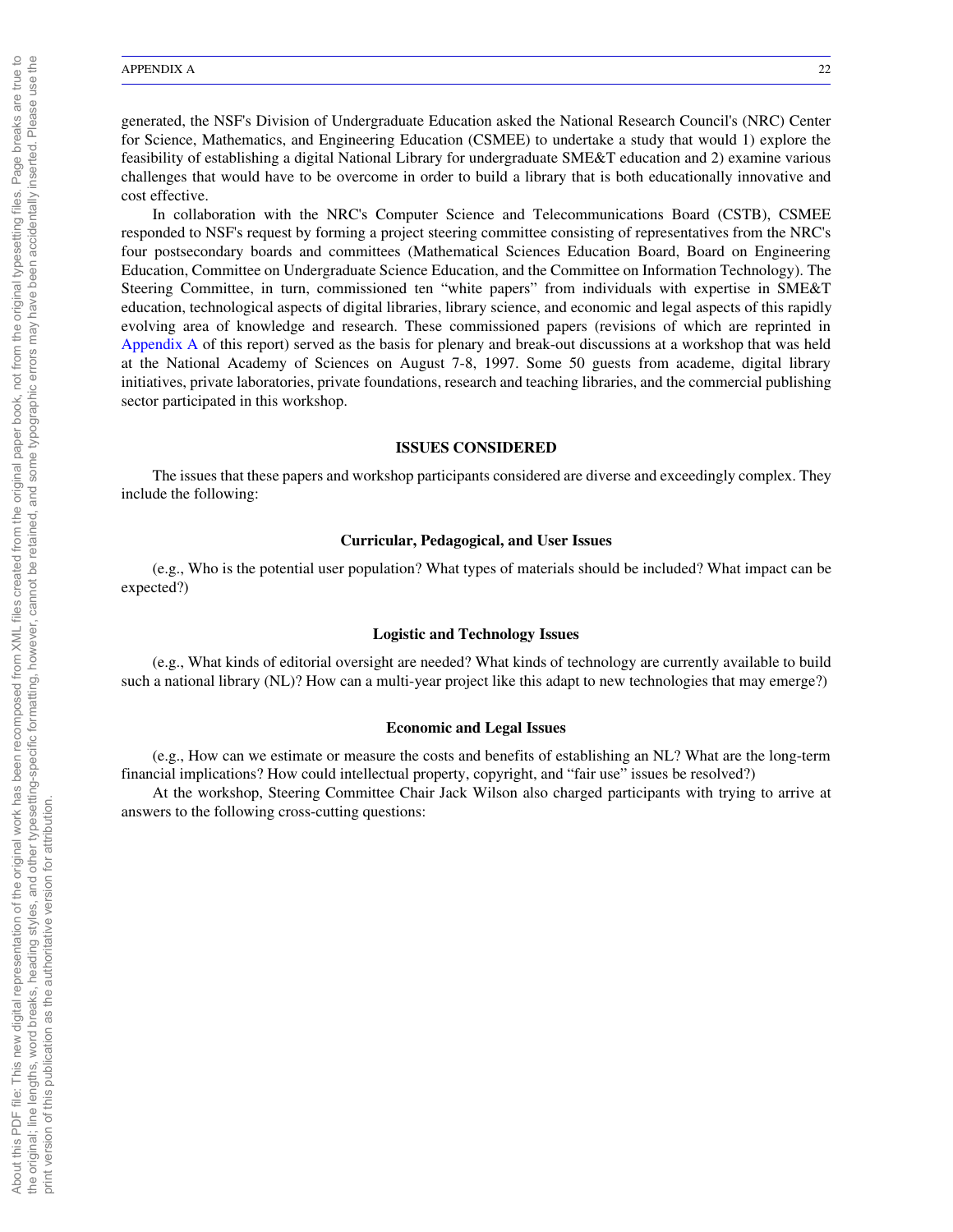generated, the NSF's Division of Undergraduate Education asked the National Research Council's (NRC) Center for Science, Mathematics, and Engineering Education (CSMEE) to undertake a study that would 1) explore the feasibility of establishing a digital National Library for undergraduate SME&T education and 2) examine various challenges that would have to be overcome in order to build a library that is both educationally innovative and cost effective.

In collaboration with the NRC's Computer Science and Telecommunications Board (CSTB), CSMEE responded to NSF's request by forming a project steering committee consisting of representatives from the NRC's four postsecondary boards and committees (Mathematical Sciences Education Board, Board on Engineering Education, Committee on Undergraduate Science Education, and the Committee on Information Technology). The Steering Committee, in turn, commissioned ten "white papers" from individuals with expertise in SME&T education, technological aspects of digital libraries, library science, and economic and legal aspects of this rapidly evolving area of knowledge and research. These commissioned papers (revisions of which are reprinted in Appendix A of this report) served as the basis for plenary and break-out discussions at a workshop that was held at the National Academy of Sciences on August 7-8, 1997. Some 50 guests from academe, digital library initiatives, private laboratories, private foundations, research and teaching libraries, and the commercial publishing sector participated in this workshop.

## ISSUES CONSIDERED

The issues that these papers and workshop participants considered are diverse and exceedingly complex. They include the following:

### Curricular, Pedagogical, and User Issues

(e.g., Who is the potential user population? What types of materials should be included? What impact can be expected?)

### Logistic and Technology Issues

(e.g., What kinds of editorial oversight are needed? What kinds of technology are currently available to build such a national library (NL)? How can a multi-year project like this adapt to new technologies that may emerge?)

### Economic and Legal Issues

(e.g., How can we estimate or measure the costs and benefits of establishing an NL? What are the long-term financial implications? How could intellectual property, copyright, and "fair use" issues be resolved?)

At the workshop, Steering Committee Chair Jack Wilson also charged participants with trying to arrive at answers to the following cross-cutting questions: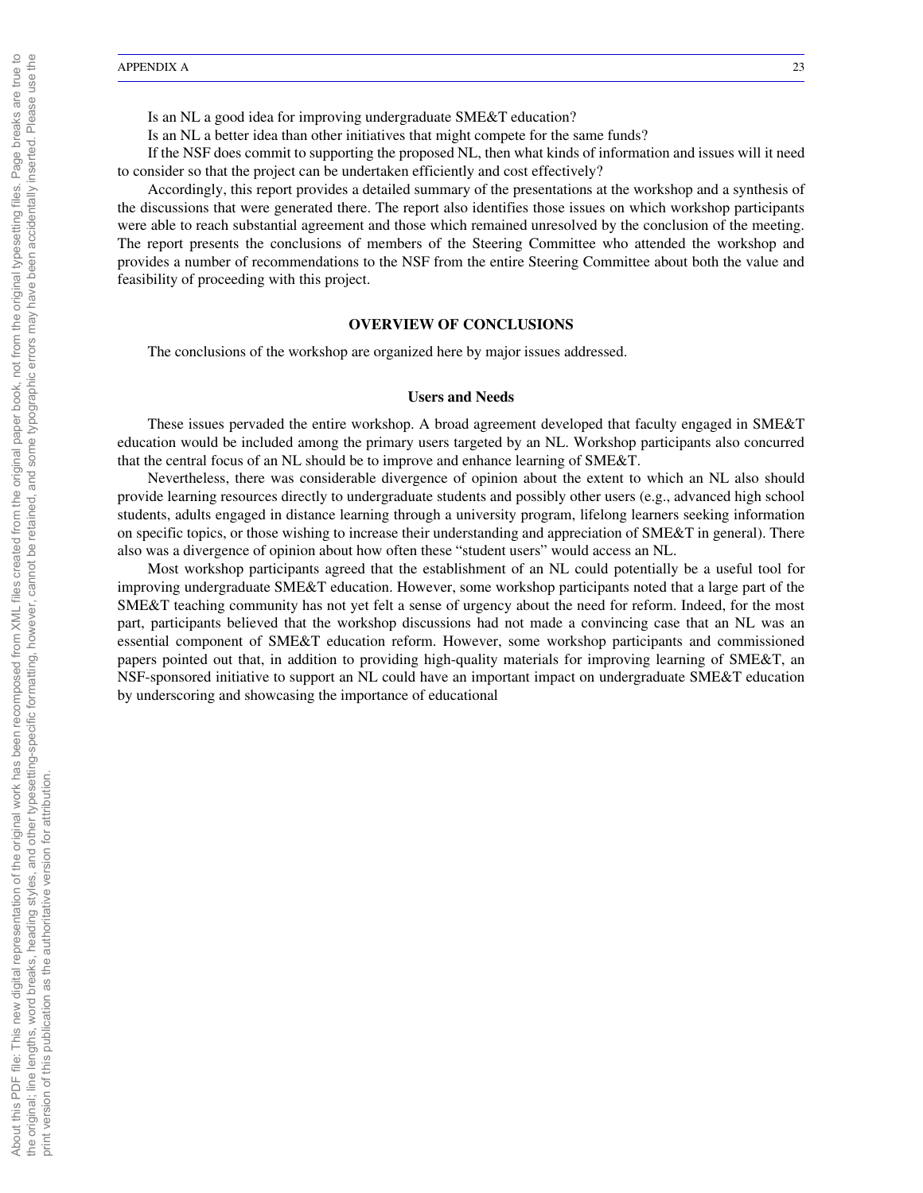Is an NL a good idea for improving undergraduate SME&T education?

Is an NL a better idea than other initiatives that might compete for the same funds?

If the NSF does commit to supporting the proposed NL, then what kinds of information and issues will it need to consider so that the project can be undertaken efficiently and cost effectively?

Accordingly, this report provides a detailed summary of the presentations at the workshop and a synthesis of the discussions that were generated there. The report also identifies those issues on which workshop participants were able to reach substantial agreement and those which remained unresolved by the conclusion of the meeting. The report presents the conclusions of members of the Steering Committee who attended the workshop and provides a number of recommendations to the NSF from the entire Steering Committee about both the value and feasibility of proceeding with this project.

## OVERVIEW OF CONCLUSIONS

The conclusions of the workshop are organized here by major issues addressed.

### Users and Needs

These issues pervaded the entire workshop. A broad agreement developed that faculty engaged in SME&T education would be included among the primary users targeted by an NL. Workshop participants also concurred that the central focus of an NL should be to improve and enhance learning of SME&T.

Nevertheless, there was considerable divergence of opinion about the extent to which an NL also should provide learning resources directly to undergraduate students and possibly other users (e.g., advanced high school students, adults engaged in distance learning through a university program, lifelong learners seeking information on specific topics, or those wishing to increase their understanding and appreciation of SME&T in general). There also was a divergence of opinion about how often these "student users" would access an NL.

Most workshop participants agreed that the establishment of an NL could potentially be a useful tool for improving undergraduate SME&T education. However, some workshop participants noted that a large part of the SME&T teaching community has not yet felt a sense of urgency about the need for reform. Indeed, for the most part, participants believed that the workshop discussions had not made a convincing case that an NL was an essential component of SME&T education reform. However, some workshop participants and commissioned papers pointed out that, in addition to providing high-quality materials for improving learning of SME&T, an NSF-sponsored initiative to support an NL could have an important impact on undergraduate SME&T education by underscoring and showcasing the importance of educational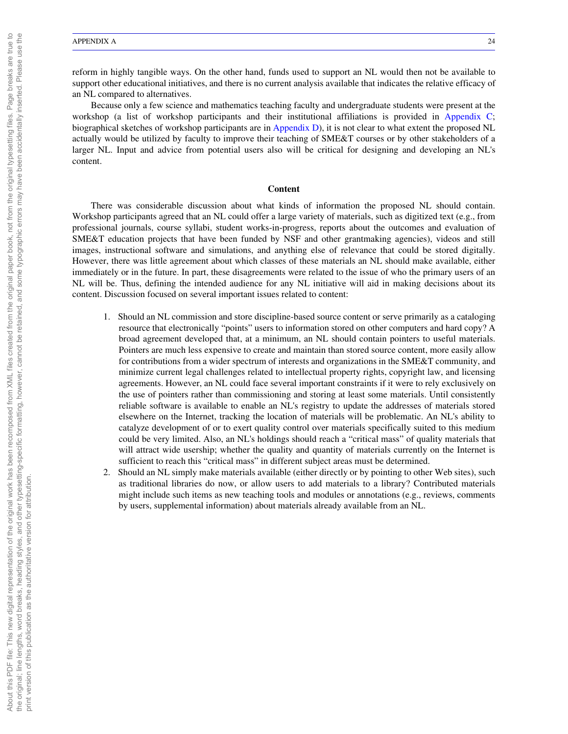reform in highly tangible ways. On the other hand, funds used to support an NL would then not be available to support other educational initiatives, and there is no current analysis available that indicates the relative efficacy of an NL compared to alternatives.

Because only a few science and mathematics teaching faculty and undergraduate students were present at the workshop (a list of workshop participants and their institutional affiliations is provided in Appendix C; biographical sketches of workshop participants are in Appendix D), it is not clear to what extent the proposed NL actually would be utilized by faculty to improve their teaching of SME&T courses or by other stakeholders of a larger NL. Input and advice from potential users also will be critical for designing and developing an NL's content.

### Content

There was considerable discussion about what kinds of information the proposed NL should contain. Workshop participants agreed that an NL could offer a large variety of materials, such as digitized text (e.g., from professional journals, course syllabi, student works-in-progress, reports about the outcomes and evaluation of SME&T education projects that have been funded by NSF and other grantmaking agencies), videos and still images, instructional software and simulations, and anything else of relevance that could be stored digitally. However, there was little agreement about which classes of these materials an NL should make available, either immediately or in the future. In part, these disagreements were related to the issue of who the primary users of an NL will be. Thus, defining the intended audience for any NL initiative will aid in making decisions about its content. Discussion focused on several important issues related to content:

1. Should an NL commission and store discipline-based source content or serve primarily as a cataloging resource that electronically "points" users to information stored on other computers and hard copy? A broad agreement developed that, at a minimum, an NL should contain pointers to useful materials. Pointers are much less expensive to create and maintain than stored source content, more easily allow for contributions from a wider spectrum of interests and organizations in the SME&T community, and minimize current legal challenges related to intellectual property rights, copyright law, and licensing agreements. However, an NL could face several important constraints if it were to rely exclusively on the use of pointers rather than commissioning and storing at least some materials. Until consistently reliable software is available to enable an NL's registry to update the addresses of materials stored elsewhere on the Internet, tracking the location of materials will be problematic. An NL's ability to catalyze development of or to exert quality control over materials specifically suited to this medium could be very limited. Also, an NL's holdings should reach a "critical mass" of quality materials that will attract wide usership; whether the quality and quantity of materials currently on the Internet is sufficient to reach this "critical mass" in different subject areas must be determined.
2. Should an NL simply make materials available (either directly or by pointing to other Web sites), such as traditional libraries do now, or allow users to add materials to a library? Contributed materials might include such items as new teaching tools and modules or annotations (e.g., reviews, comments by users, supplemental information) about materials already available from an NL.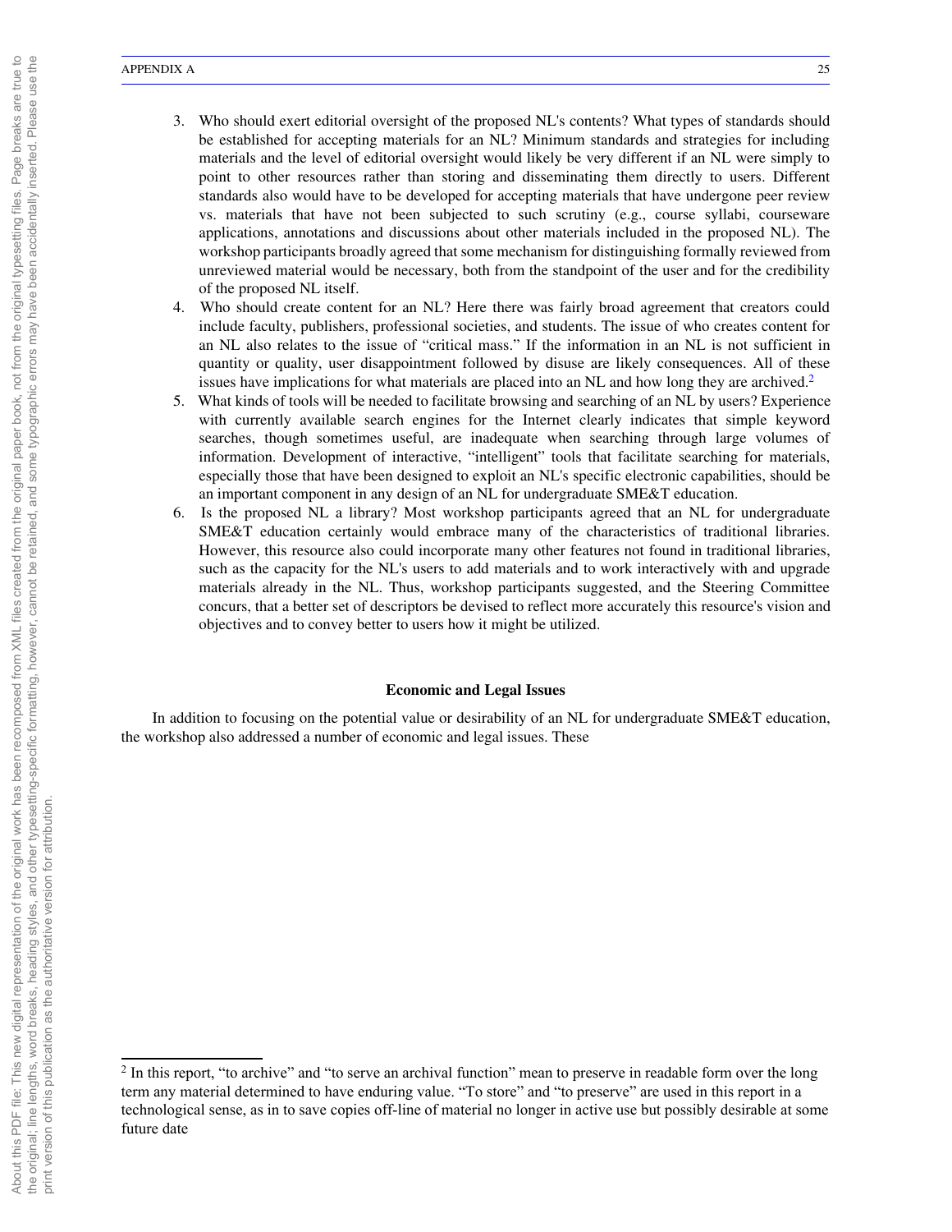3. Who should exert editorial oversight of the proposed NL's contents? What types of standards should be established for accepting materials for an NL? Minimum standards and strategies for including materials and the level of editorial oversight would likely be very different if an NL were simply to point to other resources rather than storing and disseminating them directly to users. Different standards also would have to be developed for accepting materials that have undergone peer review vs. materials that have not been subjected to such scrutiny (e.g., course syllabi, courseware applications, annotations and discussions about other materials included in the proposed NL). The workshop participants broadly agreed that some mechanism for distinguishing formally reviewed from unreviewed material would be necessary, both from the standpoint of the user and for the credibility of the proposed NL itself.
4. Who should create content for an NL? Here there was fairly broad agreement that creators could include faculty, publishers, professional societies, and students. The issue of who creates content for an NL also relates to the issue of "critical mass." If the information in an NL is not sufficient in quantity or quality, user disappointment followed by disuse are likely consequences. All of these issues have implications for what materials are placed into an NL and how long they are archived.[2]
5. What kinds of tools will be needed to facilitate browsing and searching of an NL by users? Experience with currently available search engines for the Internet clearly indicates that simple keyword searches, though sometimes useful, are inadequate when searching through large volumes of information. Development of interactive, "intelligent" tools that facilitate searching for materials, especially those that have been designed to exploit an NL's specific electronic capabilities, should be an important component in any design of an NL for undergraduate SME&T education.
6. Is the proposed NL a library? Most workshop participants agreed that an NL for undergraduate SME&T education certainly would embrace many of the characteristics of traditional libraries. However, this resource also could incorporate many other features not found in traditional libraries, such as the capacity for the NL's users to add materials and to work interactively with and upgrade materials already in the NL. Thus, workshop participants suggested, and the Steering Committee concurs, that a better set of descriptors be devised to reflect more accurately this resource's vision and objectives and to convey better to users how it might be utilized.

### Economic and Legal Issues

In addition to focusing on the potential value or desirability of an NL for undergraduate SME&T education, the workshop also addressed a number of economic and legal issues. These

[2] In this report, "to archive" and "to serve an archival function" mean to preserve in readable form over the long term any material determined to have enduring value. "To store" and "to preserve" are used in this report in a technological sense, as in to save copies off-line of material no longer in active use but possibly desirable at some future date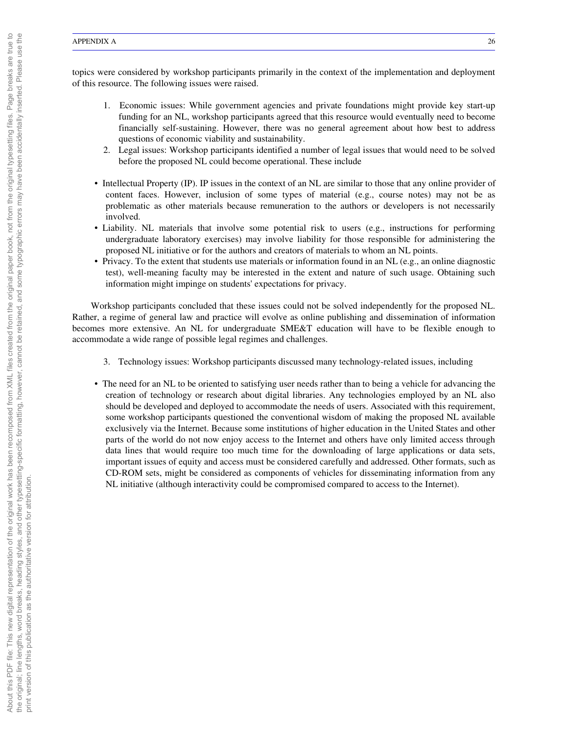topics were considered by workshop participants primarily in the context of the implementation and deployment of this resource. The following issues were raised.

1. Economic issues: While government agencies and private foundations might provide key start-up funding for an NL, workshop participants agreed that this resource would eventually need to become financially self-sustaining. However, there was no general agreement about how best to address questions of economic viability and sustainability.
2. Legal issues: Workshop participants identified a number of legal issues that would need to be solved before the proposed NL could become operational. These include

- Intellectual Property (IP). IP issues in the context of an NL are similar to those that any online provider of content faces. However, inclusion of some types of material (e.g., course notes) may not be as problematic as other materials because remuneration to the authors or developers is not necessarily involved.
- Liability. NL materials that involve some potential risk to users (e.g., instructions for performing undergraduate laboratory exercises) may involve liability for those responsible for administering the proposed NL initiative or for the authors and creators of materials to whom an NL points.
- Privacy. To the extent that students use materials or information found in an NL (e.g., an online diagnostic test), well-meaning faculty may be interested in the extent and nature of such usage. Obtaining such information might impinge on students' expectations for privacy.

Workshop participants concluded that these issues could not be solved independently for the proposed NL. Rather, a regime of general law and practice will evolve as online publishing and dissemination of information becomes more extensive. An NL for undergraduate SME&T education will have to be flexible enough to accommodate a wide range of possible legal regimes and challenges.

3. Technology issues: Workshop participants discussed many technology-related issues, including

- The need for an NL to be oriented to satisfying user needs rather than to being a vehicle for advancing the creation of technology or research about digital libraries. Any technologies employed by an NL also should be developed and deployed to accommodate the needs of users. Associated with this requirement, some workshop participants questioned the conventional wisdom of making the proposed NL available exclusively via the Internet. Because some institutions of higher education in the United States and other parts of the world do not now enjoy access to the Internet and others have only limited access through data lines that would require too much time for the downloading of large applications or data sets, important issues of equity and access must be considered carefully and addressed. Other formats, such as CD-ROM sets, might be considered as components of vehicles for disseminating information from any NL initiative (although interactivity could be compromised compared to access to the Internet).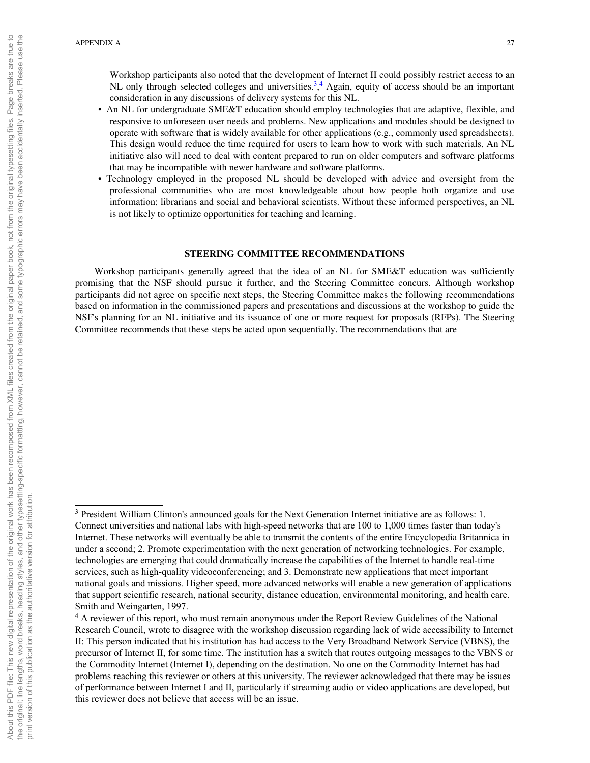Workshop participants also noted that the development of Internet II could possibly restrict access to an NL only through selected colleges and universities.[3,4] Again, equity of access should be an important consideration in any discussions of delivery systems for this NL.

- An NL for undergraduate SME&T education should employ technologies that are adaptive, flexible, and responsive to unforeseen user needs and problems. New applications and modules should be designed to operate with software that is widely available for other applications (e.g., commonly used spreadsheets). This design would reduce the time required for users to learn how to work with such materials. An NL initiative also will need to deal with content prepared to run on older computers and software platforms that may be incompatible with newer hardware and software platforms.
- Technology employed in the proposed NL should be developed with advice and oversight from the professional communities who are most knowledgeable about how people both organize and use information: librarians and social and behavioral scientists. Without these informed perspectives, an NL is not likely to optimize opportunities for teaching and learning.

## STEERING COMMITTEE RECOMMENDATIONS

Workshop participants generally agreed that the idea of an NL for SME&T education was sufficiently promising that the NSF should pursue it further, and the Steering Committee concurs. Although workshop participants did not agree on specific next steps, the Steering Committee makes the following recommendations based on information in the commissioned papers and presentations and discussions at the workshop to guide the NSF's planning for an NL initiative and its issuance of one or more request for proposals (RFPs). The Steering Committee recommends that these steps be acted upon sequentially. The recommendations that are

---

[3] President William Clinton's announced goals for the Next Generation Internet initiative are as follows: 1. Connect universities and national labs with high-speed networks that are 100 to 1,000 times faster than today's Internet. These networks will eventually be able to transmit the contents of the entire Encyclopedia Britannica in under a second; 2. Promote experimentation with the next generation of networking technologies. For example, technologies are emerging that could dramatically increase the capabilities of the Internet to handle real-time services, such as high-quality videoconferencing; and 3. Demonstrate new applications that meet important national goals and missions. Higher speed, more advanced networks will enable a new generation of applications that support scientific research, national security, distance education, environmental monitoring, and health care. Smith and Weingarten, 1997.

[4] A reviewer of this report, who must remain anonymous under the Report Review Guidelines of the National Research Council, wrote to disagree with the workshop discussion regarding lack of wide accessibility to Internet II: This person indicated that his institution has had access to the Very Broadband Network Service (VBNS), the precursor of Internet II, for some time. The institution has a switch that routes outgoing messages to the VBNS or the Commodity Internet (Internet I), depending on the destination. No one on the Commodity Internet has had problems reaching this reviewer or others at this university. The reviewer acknowledged that there may be issues of performance between Internet I and II, particularly if streaming audio or video applications are developed, but this reviewer does not believe that access will be an issue.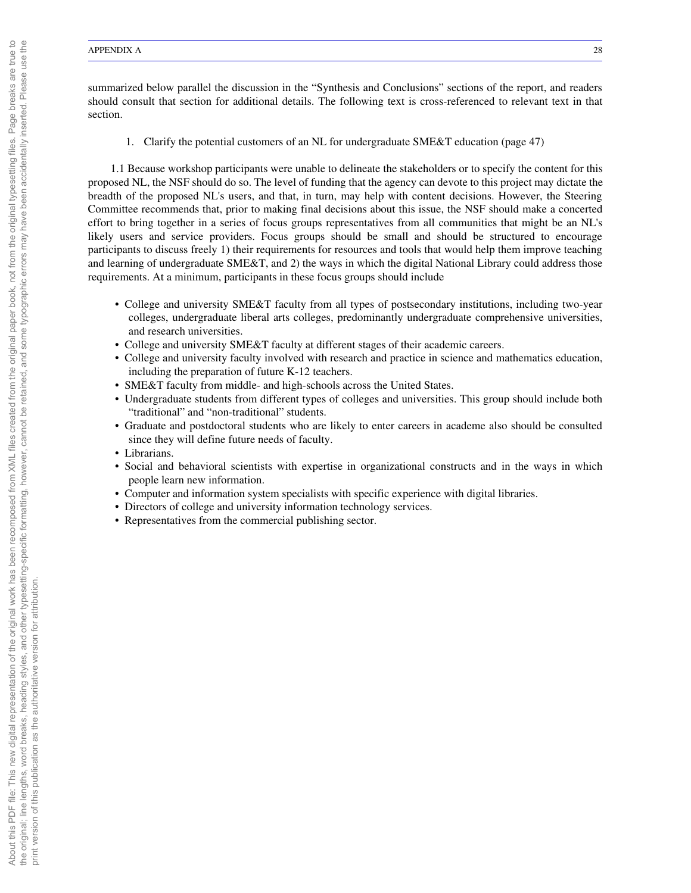summarized below parallel the discussion in the "Synthesis and Conclusions" sections of the report, and readers should consult that section for additional details. The following text is cross-referenced to relevant text in that section.

1. Clarify the potential customers of an NL for undergraduate SME&T education (page 47)

1.1 Because workshop participants were unable to delineate the stakeholders or to specify the content for this proposed NL, the NSF should do so. The level of funding that the agency can devote to this project may dictate the breadth of the proposed NL's users, and that, in turn, may help with content decisions. However, the Steering Committee recommends that, prior to making final decisions about this issue, the NSF should make a concerted effort to bring together in a series of focus groups representatives from all communities that might be an NL's likely users and service providers. Focus groups should be small and should be structured to encourage participants to discuss freely 1) their requirements for resources and tools that would help them improve teaching and learning of undergraduate SME&T, and 2) the ways in which the digital National Library could address those requirements. At a minimum, participants in these focus groups should include

- College and university SME&T faculty from all types of postsecondary institutions, including two-year colleges, undergraduate liberal arts colleges, predominantly undergraduate comprehensive universities, and research universities.
- College and university SME&T faculty at different stages of their academic careers.
- College and university faculty involved with research and practice in science and mathematics education, including the preparation of future K-12 teachers.
- SME&T faculty from middle- and high-schools across the United States.
- Undergraduate students from different types of colleges and universities. This group should include both "traditional" and "non-traditional" students.
- Graduate and postdoctoral students who are likely to enter careers in academe also should be consulted since they will define future needs of faculty.
- Librarians.
- Social and behavioral scientists with expertise in organizational constructs and in the ways in which people learn new information.
- Computer and information system specialists with specific experience with digital libraries.
- Directors of college and university information technology services.
- Representatives from the commercial publishing sector.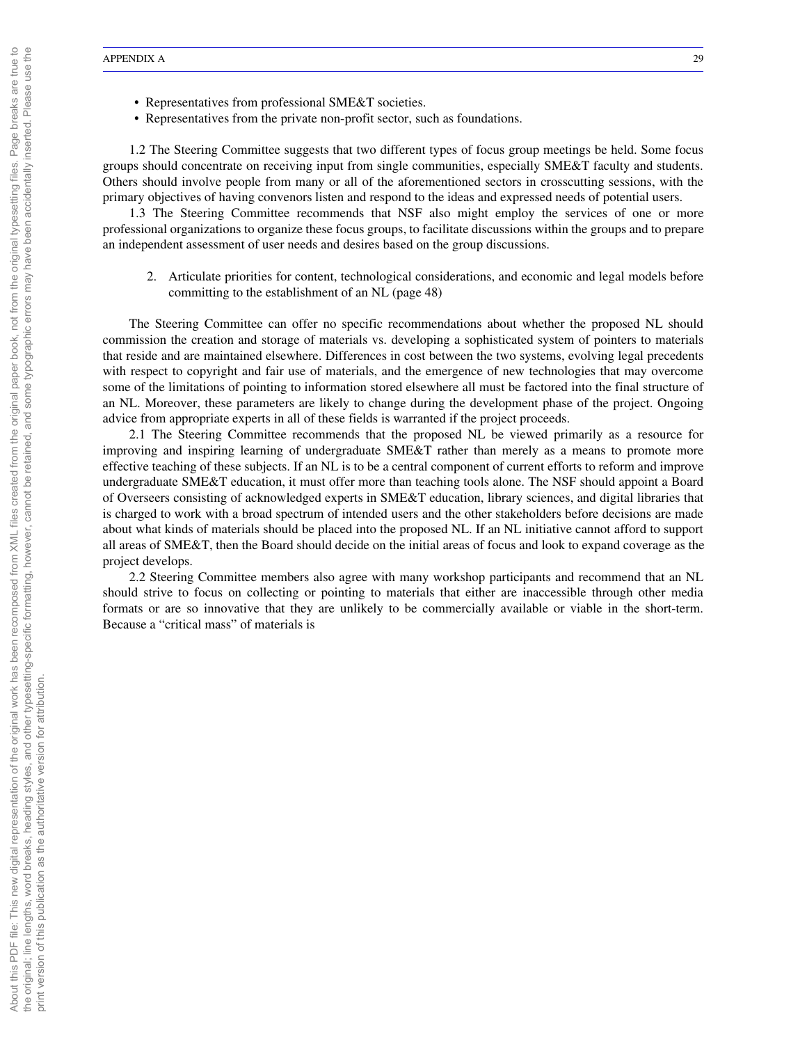- Representatives from professional SME&T societies.
- Representatives from the private non-profit sector, such as foundations.

1.2 The Steering Committee suggests that two different types of focus group meetings be held. Some focus groups should concentrate on receiving input from single communities, especially SME&T faculty and students. Others should involve people from many or all of the aforementioned sectors in crosscutting sessions, with the primary objectives of having convenors listen and respond to the ideas and expressed needs of potential users.

1.3 The Steering Committee recommends that NSF also might employ the services of one or more professional organizations to organize these focus groups, to facilitate discussions within the groups and to prepare an independent assessment of user needs and desires based on the group discussions.

2. Articulate priorities for content, technological considerations, and economic and legal models before committing to the establishment of an NL (page 48)

The Steering Committee can offer no specific recommendations about whether the proposed NL should commission the creation and storage of materials vs. developing a sophisticated system of pointers to materials that reside and are maintained elsewhere. Differences in cost between the two systems, evolving legal precedents with respect to copyright and fair use of materials, and the emergence of new technologies that may overcome some of the limitations of pointing to information stored elsewhere all must be factored into the final structure of an NL. Moreover, these parameters are likely to change during the development phase of the project. Ongoing advice from appropriate experts in all of these fields is warranted if the project proceeds.

2.1 The Steering Committee recommends that the proposed NL be viewed primarily as a resource for improving and inspiring learning of undergraduate SME&T rather than merely as a means to promote more effective teaching of these subjects. If an NL is to be a central component of current efforts to reform and improve undergraduate SME&T education, it must offer more than teaching tools alone. The NSF should appoint a Board of Overseers consisting of acknowledged experts in SME&T education, library sciences, and digital libraries that is charged to work with a broad spectrum of intended users and the other stakeholders before decisions are made about what kinds of materials should be placed into the proposed NL. If an NL initiative cannot afford to support all areas of SME&T, then the Board should decide on the initial areas of focus and look to expand coverage as the project develops.

2.2 Steering Committee members also agree with many workshop participants and recommend that an NL should strive to focus on collecting or pointing to materials that either are inaccessible through other media formats or are so innovative that they are unlikely to be commercially available or viable in the short-term. Because a "critical mass" of materials is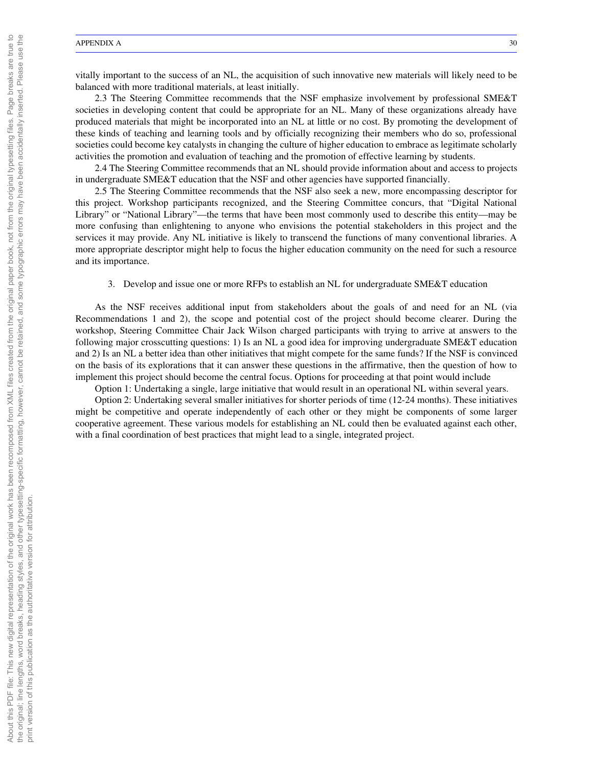vitally important to the success of an NL, the acquisition of such innovative new materials will likely need to be balanced with more traditional materials, at least initially.

2.3 The Steering Committee recommends that the NSF emphasize involvement by professional SME&T societies in developing content that could be appropriate for an NL. Many of these organizations already have produced materials that might be incorporated into an NL at little or no cost. By promoting the development of these kinds of teaching and learning tools and by officially recognizing their members who do so, professional societies could become key catalysts in changing the culture of higher education to embrace as legitimate scholarly activities the promotion and evaluation of teaching and the promotion of effective learning by students.

2.4 The Steering Committee recommends that an NL should provide information about and access to projects in undergraduate SME&T education that the NSF and other agencies have supported financially.

2.5 The Steering Committee recommends that the NSF also seek a new, more encompassing descriptor for this project. Workshop participants recognized, and the Steering Committee concurs, that "Digital National Library" or "National Library"—the terms that have been most commonly used to describe this entity—may be more confusing than enlightening to anyone who envisions the potential stakeholders in this project and the services it may provide. Any NL initiative is likely to transcend the functions of many conventional libraries. A more appropriate descriptor might help to focus the higher education community on the need for such a resource and its importance.

3. Develop and issue one or more RFPs to establish an NL for undergraduate SME&T education

As the NSF receives additional input from stakeholders about the goals of and need for an NL (via Recommendations 1 and 2), the scope and potential cost of the project should become clearer. During the workshop, Steering Committee Chair Jack Wilson charged participants with trying to arrive at answers to the following major crosscutting questions: 1) Is an NL a good idea for improving undergraduate SME&T education and 2) Is an NL a better idea than other initiatives that might compete for the same funds? If the NSF is convinced on the basis of its explorations that it can answer these questions in the affirmative, then the question of how to implement this project should become the central focus. Options for proceeding at that point would include

Option 1: Undertaking a single, large initiative that would result in an operational NL within several years.

Option 2: Undertaking several smaller initiatives for shorter periods of time (12-24 months). These initiatives might be competitive and operate independently of each other or they might be components of some larger cooperative agreement. These various models for establishing an NL could then be evaluated against each other, with a final coordination of best practices that might lead to a single, integrated project.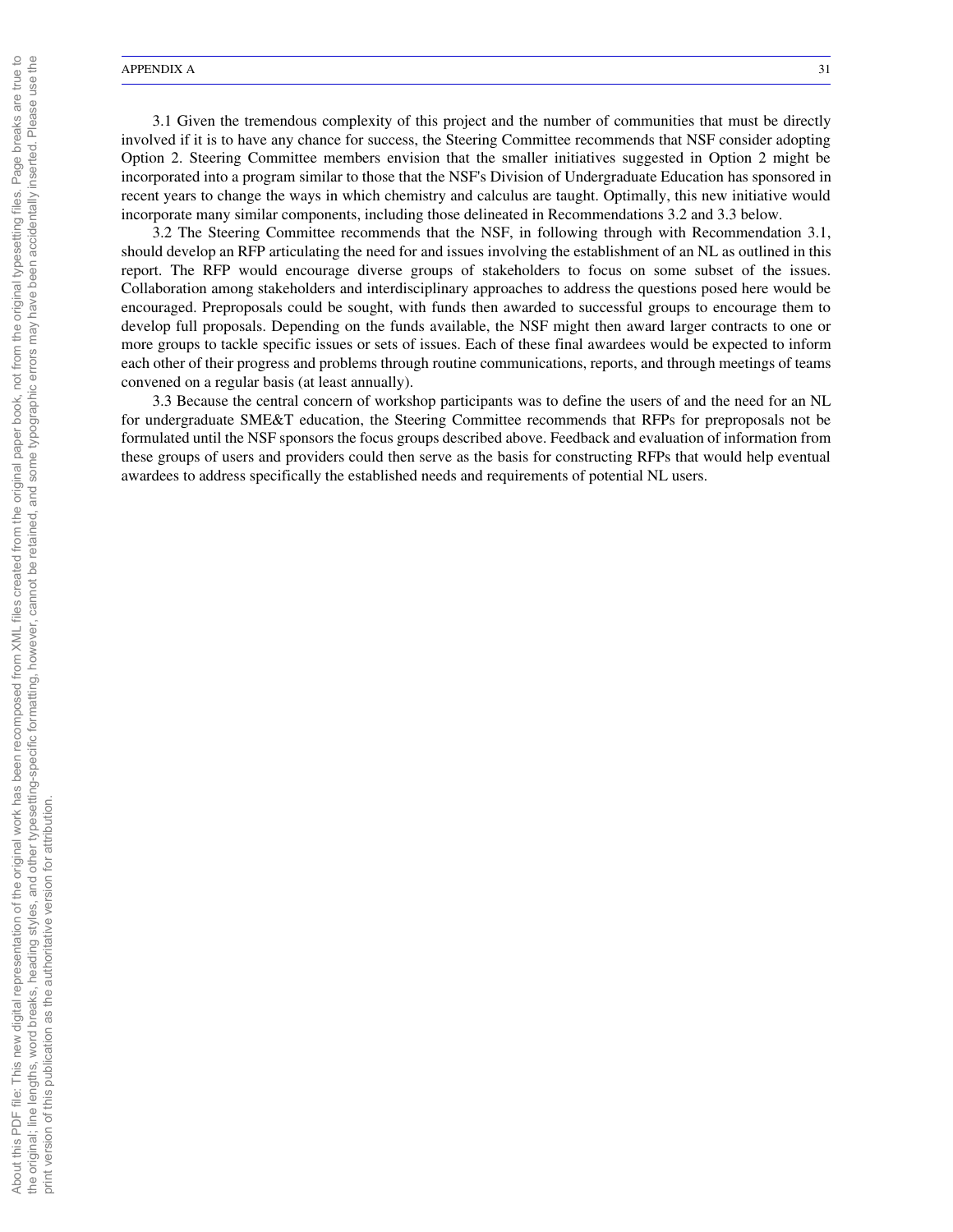3.1 Given the tremendous complexity of this project and the number of communities that must be directly involved if it is to have any chance for success, the Steering Committee recommends that NSF consider adopting Option 2. Steering Committee members envision that the smaller initiatives suggested in Option 2 might be incorporated into a program similar to those that the NSF's Division of Undergraduate Education has sponsored in recent years to change the ways in which chemistry and calculus are taught. Optimally, this new initiative would incorporate many similar components, including those delineated in Recommendations 3.2 and 3.3 below.

3.2 The Steering Committee recommends that the NSF, in following through with Recommendation 3.1, should develop an RFP articulating the need for and issues involving the establishment of an NL as outlined in this report. The RFP would encourage diverse groups of stakeholders to focus on some subset of the issues. Collaboration among stakeholders and interdisciplinary approaches to address the questions posed here would be encouraged. Preproposals could be sought, with funds then awarded to successful groups to encourage them to develop full proposals. Depending on the funds available, the NSF might then award larger contracts to one or more groups to tackle specific issues or sets of issues. Each of these final awardees would be expected to inform each other of their progress and problems through routine communications, reports, and through meetings of teams convened on a regular basis (at least annually).

3.3 Because the central concern of workshop participants was to define the users of and the need for an NL for undergraduate SME&T education, the Steering Committee recommends that RFPs for preproposals not be formulated until the NSF sponsors the focus groups described above. Feedback and evaluation of information from these groups of users and providers could then serve as the basis for constructing RFPs that would help eventual awardees to address specifically the established needs and requirements of potential NL users.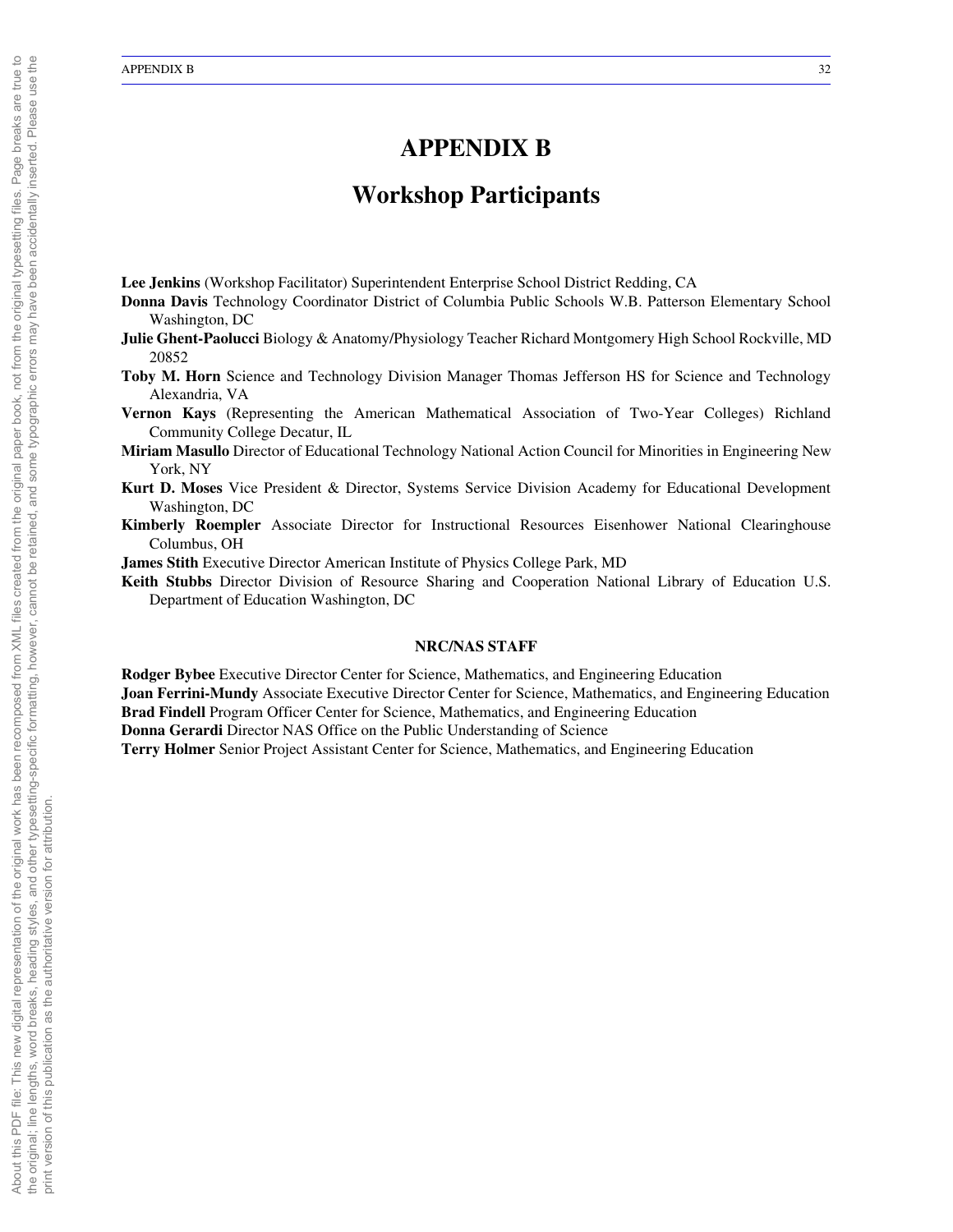# APPENDIX B

## Workshop Participants

**Lee Jenkins** (Workshop Facilitator) Superintendent Enterprise School District Redding, CA

**Donna Davis** Technology Coordinator District of Columbia Public Schools W.B. Patterson Elementary School Washington, DC

**Julie Ghent-Paolucci** Biology & Anatomy/Physiology Teacher Richard Montgomery High School Rockville, MD 20852

**Toby M. Horn** Science and Technology Division Manager Thomas Jefferson HS for Science and Technology Alexandria, VA

**Vernon Kays** (Representing the American Mathematical Association of Two-Year Colleges) Richland Community College Decatur, IL

**Miriam Masullo** Director of Educational Technology National Action Council for Minorities in Engineering New York, NY

**Kurt D. Moses** Vice President & Director, Systems Service Division Academy for Educational Development Washington, DC

**Kimberly Roempler** Associate Director for Instructional Resources Eisenhower National Clearinghouse Columbus, OH

**James Stith** Executive Director American Institute of Physics College Park, MD

**Keith Stubbs** Director Division of Resource Sharing and Cooperation National Library of Education U.S. Department of Education Washington, DC

### NRC/NAS STAFF

**Rodger Bybee** Executive Director Center for Science, Mathematics, and Engineering Education

**Joan Ferrini-Mundy** Associate Executive Director Center for Science, Mathematics, and Engineering Education

**Brad Findell** Program Officer Center for Science, Mathematics, and Engineering Education

**Donna Gerardi** Director NAS Office on the Public Understanding of Science

**Terry Holmer** Senior Project Assistant Center for Science, Mathematics, and Engineering Education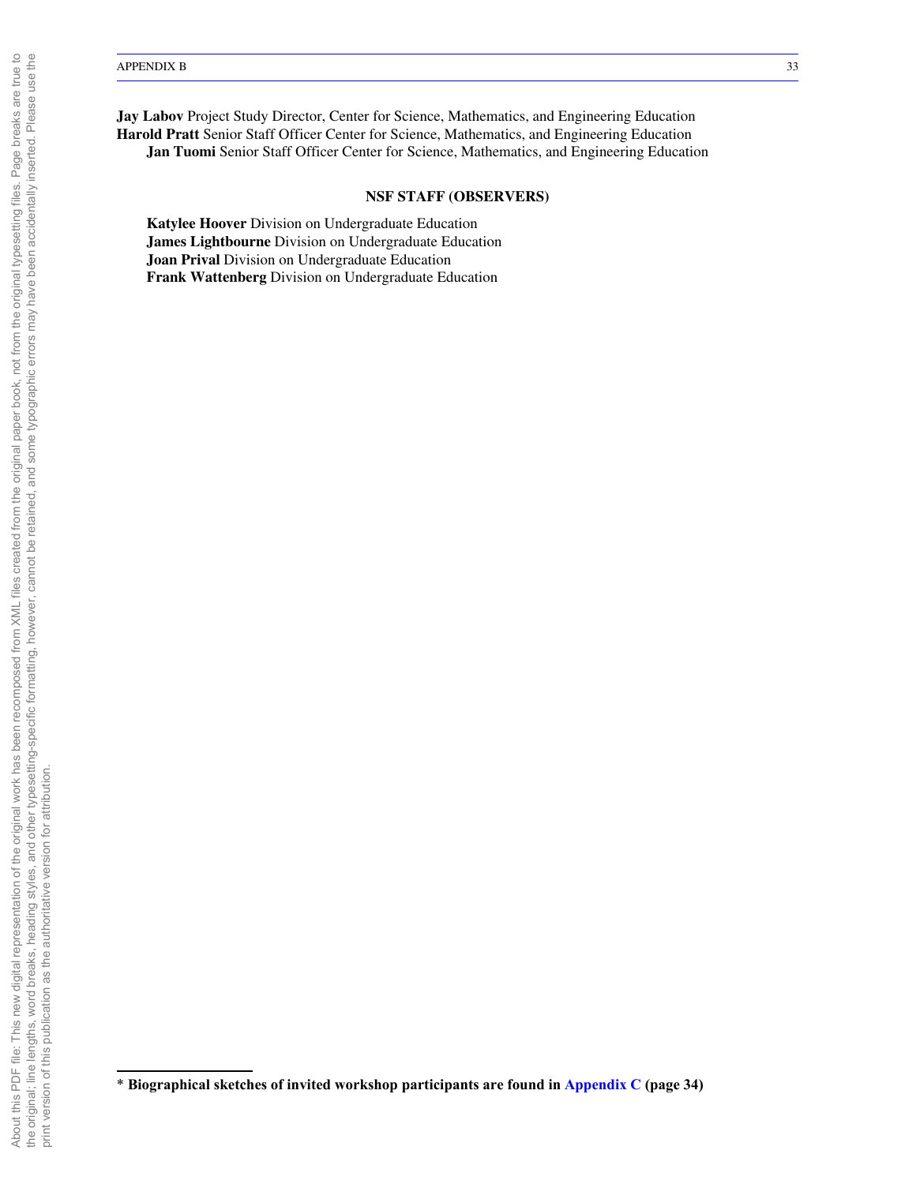**Jay Labov** Project Study Director, Center for Science, Mathematics, and Engineering Education

**Harold Pratt** Senior Staff Officer Center for Science, Mathematics, and Engineering Education

**Jan Tuomi** Senior Staff Officer Center for Science, Mathematics, and Engineering Education

### NSF STAFF (OBSERVERS)

**Katylee Hoover** Division on Undergraduate Education

**James Lightbourne** Division on Undergraduate Education

**Joan Prival** Division on Undergraduate Education

**Frank Wattenberg** Division on Undergraduate Education

---

* **Biographical sketches of invited workshop participants are found in Appendix C (page 34)**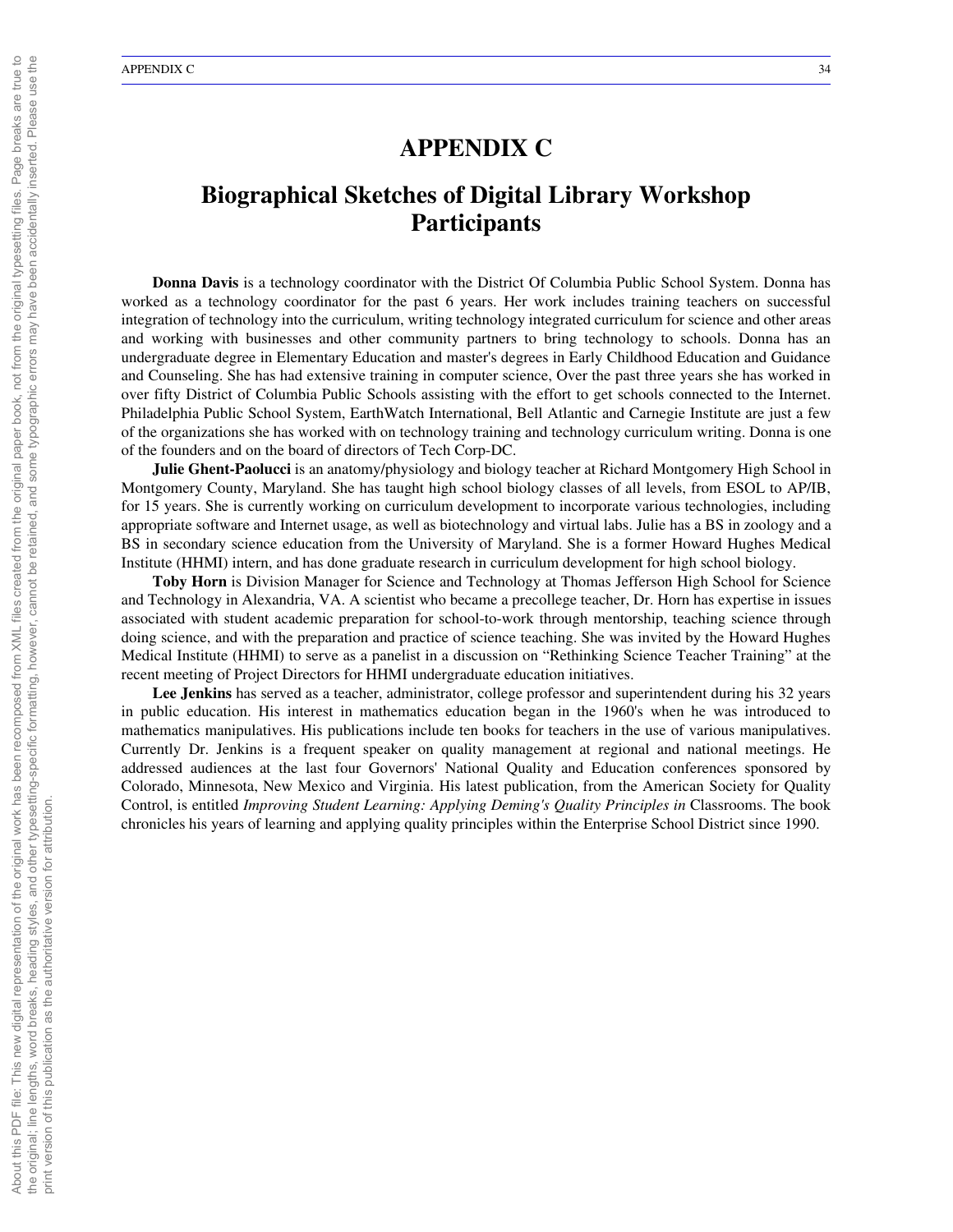# APPENDIX C

## Biographical Sketches of Digital Library Workshop Participants

**Donna Davis** is a technology coordinator with the District Of Columbia Public School System. Donna has worked as a technology coordinator for the past 6 years. Her work includes training teachers on successful integration of technology into the curriculum, writing technology integrated curriculum for science and other areas and working with businesses and other community partners to bring technology to schools. Donna has an undergraduate degree in Elementary Education and master's degrees in Early Childhood Education and Guidance and Counseling. She has had extensive training in computer science, Over the past three years she has worked in over fifty District of Columbia Public Schools assisting with the effort to get schools connected to the Internet. Philadelphia Public School System, EarthWatch International, Bell Atlantic and Carnegie Institute are just a few of the organizations she has worked with on technology training and technology curriculum writing. Donna is one of the founders and on the board of directors of Tech Corp-DC.

**Julie Ghent-Paolucci** is an anatomy/physiology and biology teacher at Richard Montgomery High School in Montgomery County, Maryland. She has taught high school biology classes of all levels, from ESOL to AP/IB, for 15 years. She is currently working on curriculum development to incorporate various technologies, including appropriate software and Internet usage, as well as biotechnology and virtual labs. Julie has a BS in zoology and a BS in secondary science education from the University of Maryland. She is a former Howard Hughes Medical Institute (HHMI) intern, and has done graduate research in curriculum development for high school biology.

**Toby Horn** is Division Manager for Science and Technology at Thomas Jefferson High School for Science and Technology in Alexandria, VA. A scientist who became a precollege teacher, Dr. Horn has expertise in issues associated with student academic preparation for school-to-work through mentorship, teaching science through doing science, and with the preparation and practice of science teaching. She was invited by the Howard Hughes Medical Institute (HHMI) to serve as a panelist in a discussion on “Rethinking Science Teacher Training” at the recent meeting of Project Directors for HHMI undergraduate education initiatives.

**Lee Jenkins** has served as a teacher, administrator, college professor and superintendent during his 32 years in public education. His interest in mathematics education began in the 1960's when he was introduced to mathematics manipulatives. His publications include ten books for teachers in the use of various manipulatives. Currently Dr. Jenkins is a frequent speaker on quality management at regional and national meetings. He addressed audiences at the last four Governors' National Quality and Education conferences sponsored by Colorado, Minnesota, New Mexico and Virginia. His latest publication, from the American Society for Quality Control, is entitled *Improving Student Learning: Applying Deming's Quality Principles in* Classrooms. The book chronicles his years of learning and applying quality principles within the Enterprise School District since 1990.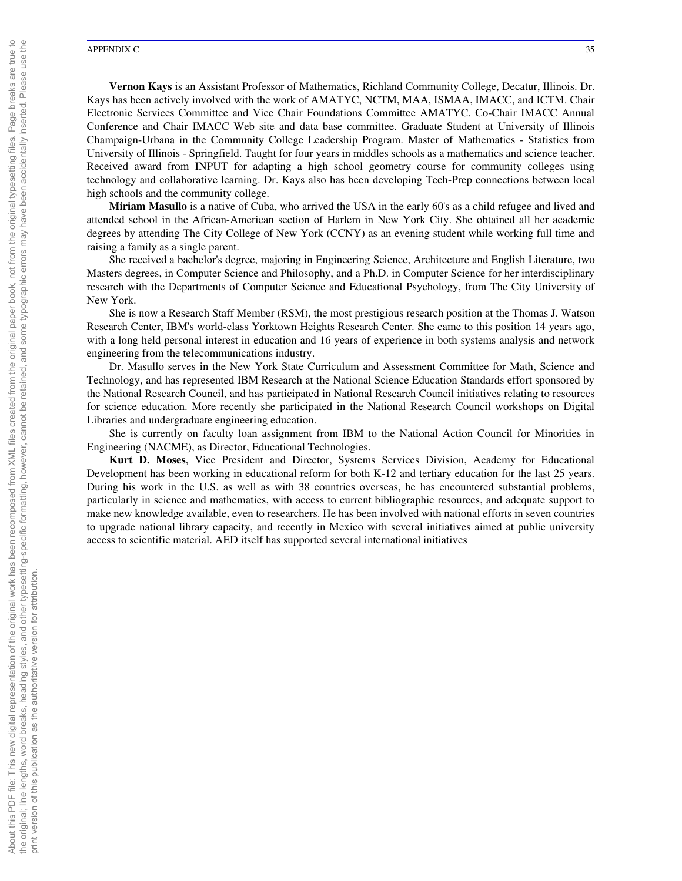**Vernon Kays** is an Assistant Professor of Mathematics, Richland Community College, Decatur, Illinois. Dr. Kays has been actively involved with the work of AMATYC, NCTM, MAA, ISMAA, IMACC, and ICTM. Chair Electronic Services Committee and Vice Chair Foundations Committee AMATYC. Co-Chair IMACC Annual Conference and Chair IMACC Web site and data base committee. Graduate Student at University of Illinois Champaign-Urbana in the Community College Leadership Program. Master of Mathematics - Statistics from University of Illinois - Springfield. Taught for four years in middles schools as a mathematics and science teacher. Received award from INPUT for adapting a high school geometry course for community colleges using technology and collaborative learning. Dr. Kays also has been developing Tech-Prep connections between local high schools and the community college.

**Miriam Masullo** is a native of Cuba, who arrived the USA in the early 60's as a child refugee and lived and attended school in the African-American section of Harlem in New York City. She obtained all her academic degrees by attending The City College of New York (CCNY) as an evening student while working full time and raising a family as a single parent.

She received a bachelor's degree, majoring in Engineering Science, Architecture and English Literature, two Masters degrees, in Computer Science and Philosophy, and a Ph.D. in Computer Science for her interdisciplinary research with the Departments of Computer Science and Educational Psychology, from The City University of New York.

She is now a Research Staff Member (RSM), the most prestigious research position at the Thomas J. Watson Research Center, IBM's world-class Yorktown Heights Research Center. She came to this position 14 years ago, with a long held personal interest in education and 16 years of experience in both systems analysis and network engineering from the telecommunications industry.

Dr. Masullo serves in the New York State Curriculum and Assessment Committee for Math, Science and Technology, and has represented IBM Research at the National Science Education Standards effort sponsored by the National Research Council, and has participated in National Research Council initiatives relating to resources for science education. More recently she participated in the National Research Council workshops on Digital Libraries and undergraduate engineering education.

She is currently on faculty loan assignment from IBM to the National Action Council for Minorities in Engineering (NACME), as Director, Educational Technologies.

**Kurt D. Moses**, Vice President and Director, Systems Services Division, Academy for Educational Development has been working in educational reform for both K-12 and tertiary education for the last 25 years. During his work in the U.S. as well as with 38 countries overseas, he has encountered substantial problems, particularly in science and mathematics, with access to current bibliographic resources, and adequate support to make new knowledge available, even to researchers. He has been involved with national efforts in seven countries to upgrade national library capacity, and recently in Mexico with several initiatives aimed at public university access to scientific material. AED itself has supported several international initiatives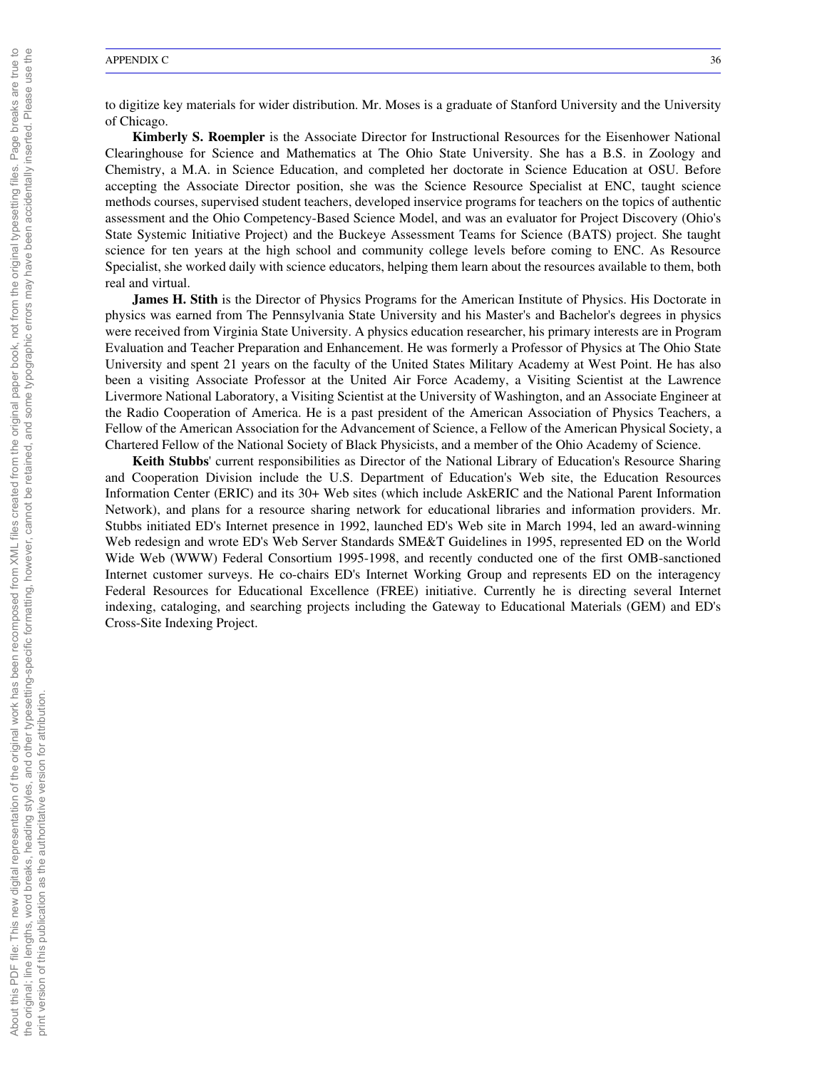to digitize key materials for wider distribution. Mr. Moses is a graduate of Stanford University and the University of Chicago.

**Kimberly S. Roempler** is the Associate Director for Instructional Resources for the Eisenhower National Clearinghouse for Science and Mathematics at The Ohio State University. She has a B.S. in Zoology and Chemistry, a M.A. in Science Education, and completed her doctorate in Science Education at OSU. Before accepting the Associate Director position, she was the Science Resource Specialist at ENC, taught science methods courses, supervised student teachers, developed inservice programs for teachers on the topics of authentic assessment and the Ohio Competency-Based Science Model, and was an evaluator for Project Discovery (Ohio's State Systemic Initiative Project) and the Buckeye Assessment Teams for Science (BATS) project. She taught science for ten years at the high school and community college levels before coming to ENC. As Resource Specialist, she worked daily with science educators, helping them learn about the resources available to them, both real and virtual.

**James H. Stith** is the Director of Physics Programs for the American Institute of Physics. His Doctorate in physics was earned from The Pennsylvania State University and his Master's and Bachelor's degrees in physics were received from Virginia State University. A physics education researcher, his primary interests are in Program Evaluation and Teacher Preparation and Enhancement. He was formerly a Professor of Physics at The Ohio State University and spent 21 years on the faculty of the United States Military Academy at West Point. He has also been a visiting Associate Professor at the United Air Force Academy, a Visiting Scientist at the Lawrence Livermore National Laboratory, a Visiting Scientist at the University of Washington, and an Associate Engineer at the Radio Cooperation of America. He is a past president of the American Association of Physics Teachers, a Fellow of the American Association for the Advancement of Science, a Fellow of the American Physical Society, a Chartered Fellow of the National Society of Black Physicists, and a member of the Ohio Academy of Science.

**Keith Stubbs**' current responsibilities as Director of the National Library of Education's Resource Sharing and Cooperation Division include the U.S. Department of Education's Web site, the Education Resources Information Center (ERIC) and its 30+ Web sites (which include AskERIC and the National Parent Information Network), and plans for a resource sharing network for educational libraries and information providers. Mr. Stubbs initiated ED's Internet presence in 1992, launched ED's Web site in March 1994, led an award-winning Web redesign and wrote ED's Web Server Standards SME&T Guidelines in 1995, represented ED on the World Wide Web (WWW) Federal Consortium 1995-1998, and recently conducted one of the first OMB-sanctioned Internet customer surveys. He co-chairs ED's Internet Working Group and represents ED on the interagency Federal Resources for Educational Excellence (FREE) initiative. Currently he is directing several Internet indexing, cataloging, and searching projects including the Gateway to Educational Materials (GEM) and ED's Cross-Site Indexing Project.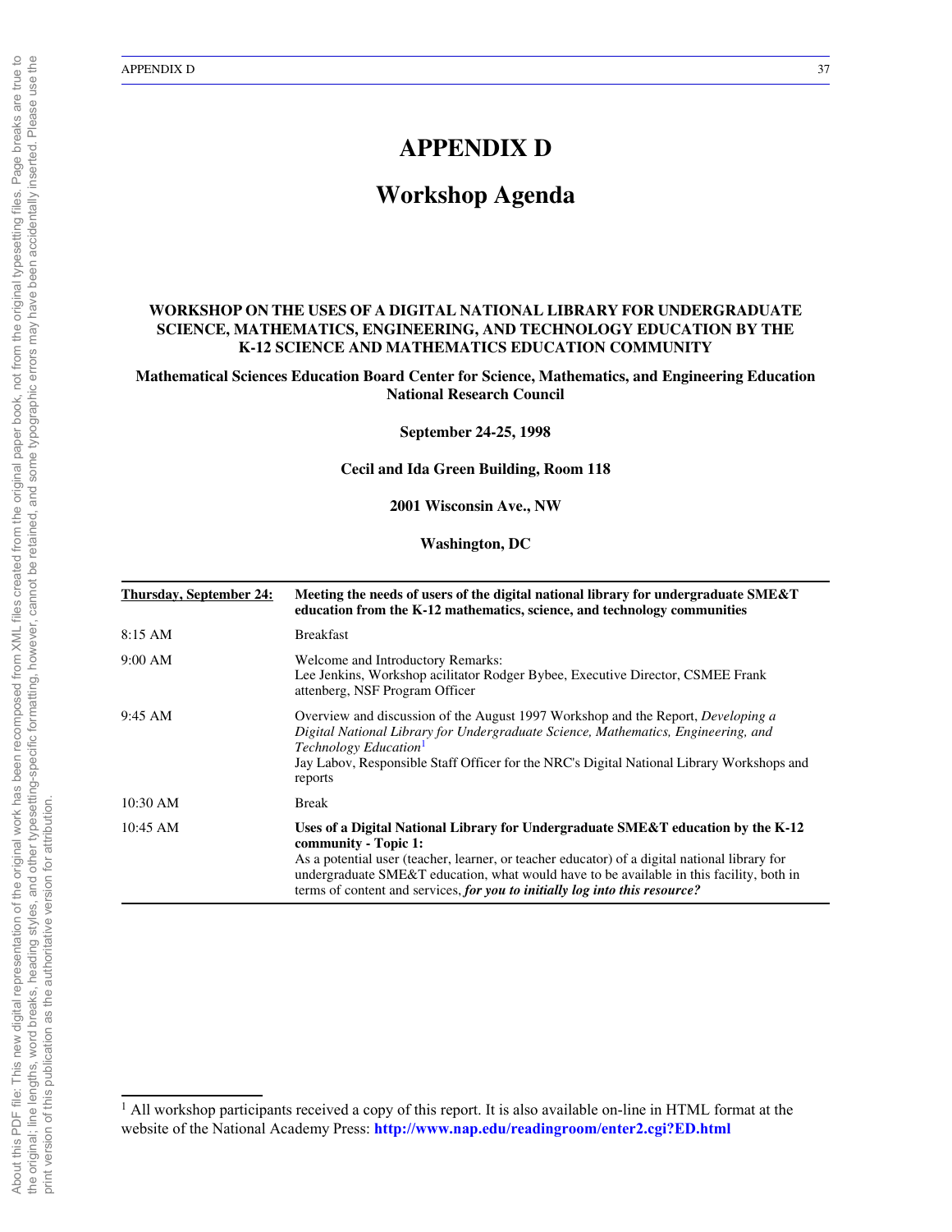# APPENDIX D

## Workshop Agenda

**WORKSHOP ON THE USES OF A DIGITAL NATIONAL LIBRARY FOR UNDERGRADUATE SCIENCE, MATHEMATICS, ENGINEERING, AND TECHNOLOGY EDUCATION BY THE K-12 SCIENCE AND MATHEMATICS EDUCATION COMMUNITY**

**Mathematical Sciences Education Board Center for Science, Mathematics, and Engineering Education National Research Council**

**September 24-25, 1998**

**Cecil and Ida Green Building, Room 118**

**2001 Wisconsin Ave., NW**

**Washington, DC**

| **Thursday, September 24:** | **Meeting the needs of users of the digital national library for undergraduate SME&T education from the K-12 mathematics, science, and technology communities** |
|---|---|
| 8:15 AM | Breakfast |
| 9:00 AM | Welcome and Introductory Remarks:<br>Lee Jenkins, Workshop acilitator Rodger Bybee, Executive Director, CSMEE Frank attenberg, NSF Program Officer |
| 9:45 AM | Overview and discussion of the August 1997 Workshop and the Report, *Developing a Digital National Library for Undergraduate Science, Mathematics, Engineering, and Technology Education*[1]<br>Jay Labov, Responsible Staff Officer for the NRC's Digital National Library Workshops and reports |
| 10:30 AM | Break |
| 10:45 AM | **Uses of a Digital National Library for Undergraduate SME&T education by the K-12 community - Topic 1:**<br>As a potential user (teacher, learner, or teacher educator) of a digital national library for undergraduate SME&T education, what would have to be available in this facility, both in terms of content and services, ***for you to initially log into this resource?*** |

[1] All workshop participants received a copy of this report. It is also available on-line in HTML format at the website of the National Academy Press: **http://www.nap.edu/readingroom/enter2.cgi?ED.html**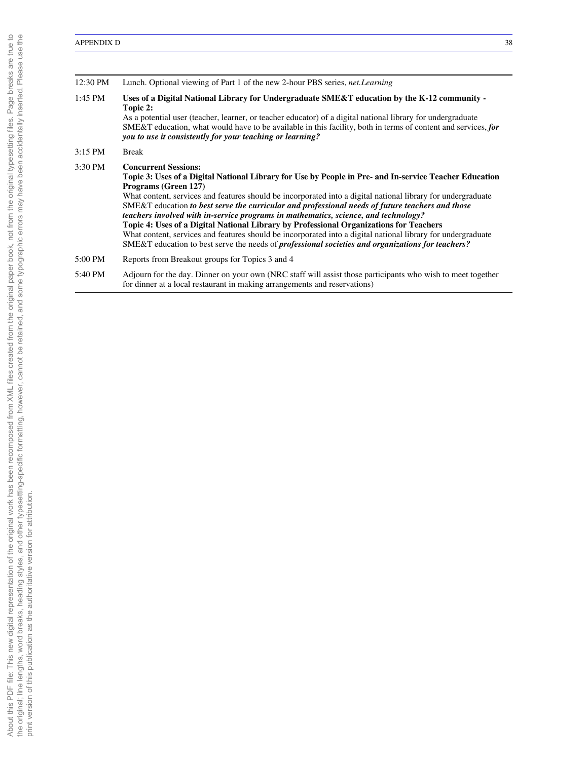| | |
|---|---|
| 12:30 PM | Lunch. Optional viewing of Part 1 of the new 2-hour PBS series, *net.Learning* |
| 1:45 PM | **Uses of a Digital National Library for Undergraduate SME&T education by the K-12 community - Topic 2:** As a potential user (teacher, learner, or teacher educator) of a digital national library for undergraduate SME&T education, what would have to be available in this facility, both in terms of content and services, ***for you to use it consistently for your teaching or learning?*** |
| 3:15 PM | Break |
| 3:30 PM | **Concurrent Sessions:** **Topic 3: Uses of a Digital National Library for Use by People in Pre- and In-service Teacher Education Programs (Green 127)** What content, services and features should be incorporated into a digital national library for undergraduate SME&T education ***to best serve the curricular and professional needs of future teachers and those teachers involved with in-service programs in mathematics, science, and technology?*** **Topic 4: Uses of a Digital National Library by Professional Organizations for Teachers** What content, services and features should be incorporated into a digital national library for undergraduate SME&T education to best serve the needs of ***professional societies and organizations for teachers?*** |
| 5:00 PM | Reports from Breakout groups for Topics 3 and 4 |
| 5:40 PM | Adjourn for the day. Dinner on your own (NRC staff will assist those participants who wish to meet together for dinner at a local restaurant in making arrangements and reservations) |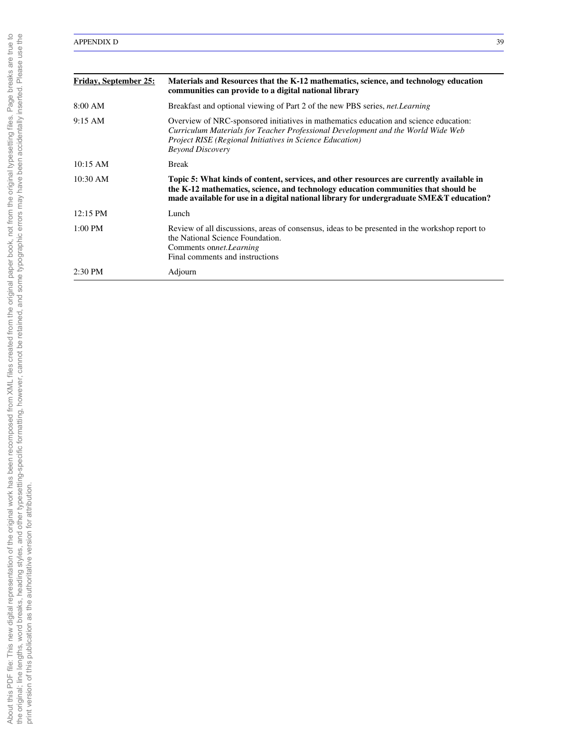| **Friday, September 25:** | **Materials and Resources that the K-12 mathematics, science, and technology education communities can provide to a digital national library** |
|---|---|
| 8:00 AM | Breakfast and optional viewing of Part 2 of the new PBS series, *net.Learning* |
| 9:15 AM | Overview of NRC-sponsored initiatives in mathematics education and science education:<br>*Curriculum Materials for Teacher Professional Development and the World Wide Web*<br>*Project RISE (Regional Initiatives in Science Education)*<br>*Beyond Discovery* |
| 10:15 AM | Break |
| 10:30 AM | **Topic 5: What kinds of content, services, and other resources are currently available in the K-12 mathematics, science, and technology education communities that should be made available for use in a digital national library for undergraduate SME&T education?** |
| 12:15 PM | Lunch |
| 1:00 PM | Review of all discussions, areas of consensus, ideas to be presented in the workshop report to the National Science Foundation.<br>Comments on*net.Learning*<br>Final comments and instructions |
| 2:30 PM | Adjourn |